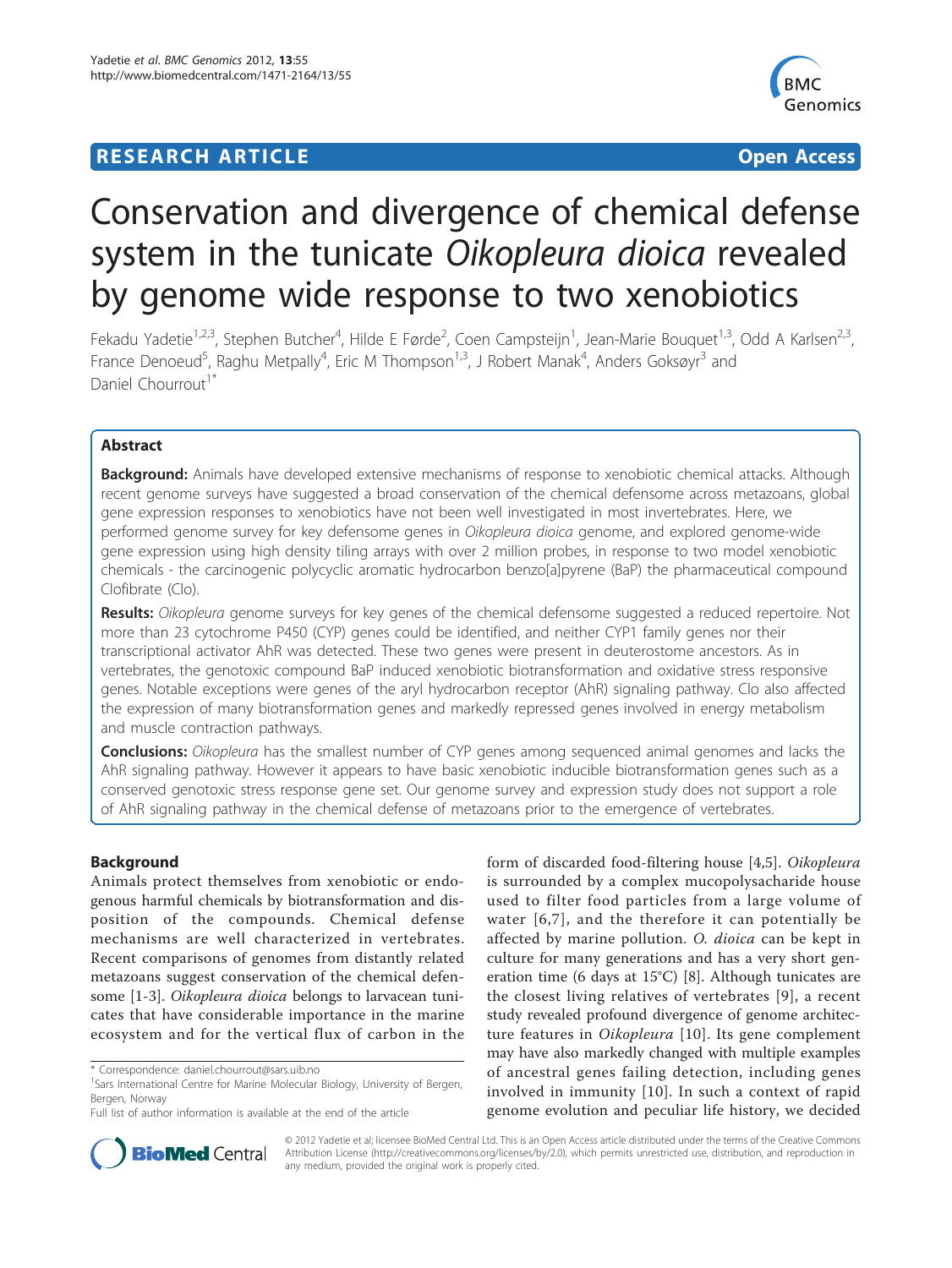**RESEARCH ARTICLE** **Open Access**

# Conservation and divergence of chemical defense system in the tunicate *Oikopleura dioica* revealed by genome wide response to two xenobiotics

Fekadu Yadetie[1,2,3], Stephen Butcher[4], Hilde E Førde[2], Coen Campsteijn[1], Jean-Marie Bouquet[1,3], Odd A Karlsen[2,3], France Denoeud[5], Raghu Metpally[4], Eric M Thompson[1,3], J Robert Manak[4], Anders Goksøyr[3] and Daniel Chourrout[1*]

## Abstract

**Background:** Animals have developed extensive mechanisms of response to xenobiotic chemical attacks. Although recent genome surveys have suggested a broad conservation of the chemical defensome across metazoans, global gene expression responses to xenobiotics have not been well investigated in most invertebrates. Here, we performed genome survey for key defensome genes in *Oikopleura dioica* genome, and explored genome-wide gene expression using high density tiling arrays with over 2 million probes, in response to two model xenobiotic chemicals - the carcinogenic polycyclic aromatic hydrocarbon benzo[a]pyrene (BaP) the pharmaceutical compound Clofibrate (Clo).

**Results:** *Oikopleura* genome surveys for key genes of the chemical defensome suggested a reduced repertoire. Not more than 23 cytochrome P450 (CYP) genes could be identified, and neither CYP1 family genes nor their transcriptional activator AhR was detected. These two genes were present in deuterostome ancestors. As in vertebrates, the genotoxic compound BaP induced xenobiotic biotransformation and oxidative stress responsive genes. Notable exceptions were genes of the aryl hydrocarbon receptor (AhR) signaling pathway. Clo also affected the expression of many biotransformation genes and markedly repressed genes involved in energy metabolism and muscle contraction pathways.

**Conclusions:** *Oikopleura* has the smallest number of CYP genes among sequenced animal genomes and lacks the AhR signaling pathway. However it appears to have basic xenobiotic inducible biotransformation genes such as a conserved genotoxic stress response gene set. Our genome survey and expression study does not support a role of AhR signaling pathway in the chemical defense of metazoans prior to the emergence of vertebrates.

## Background

Animals protect themselves from xenobiotic or endogenous harmful chemicals by biotransformation and disposition of the compounds. Chemical defense mechanisms are well characterized in vertebrates. Recent comparisons of genomes from distantly related metazoans suggest conservation of the chemical defensome [1-3]. *Oikopleura dioica* belongs to larvacean tunicates that have considerable importance in the marine ecosystem and for the vertical flux of carbon in the form of discarded food-filtering house [4,5]. *Oikopleura* is surrounded by a complex mucopolysacharide house used to filter food particles from a large volume of water [6,7], and the therefore it can potentially be affected by marine pollution. *O. dioica* can be kept in culture for many generations and has a very short generation time (6 days at 15°C) [8]. Although tunicates are the closest living relatives of vertebrates [9], a recent study revealed profound divergence of genome architecture features in *Oikopleura* [10]. Its gene complement may have also markedly changed with multiple examples of ancestral genes failing detection, including genes involved in immunity [10]. In such a context of rapid genome evolution and peculiar life history, we decided

\* Correspondence: daniel.chourrout@sars.uib.no
[1]Sars International Centre for Marine Molecular Biology, University of Bergen, Bergen, Norway
Full list of author information is available at the end of the article

© 2012 Yadetie et al; licensee BioMed Central Ltd. This is an Open Access article distributed under the terms of the Creative Commons Attribution License (http://creativecommons.org/licenses/by/2.0), which permits unrestricted use, distribution, and reproduction in any medium, provided the original work is properly cited.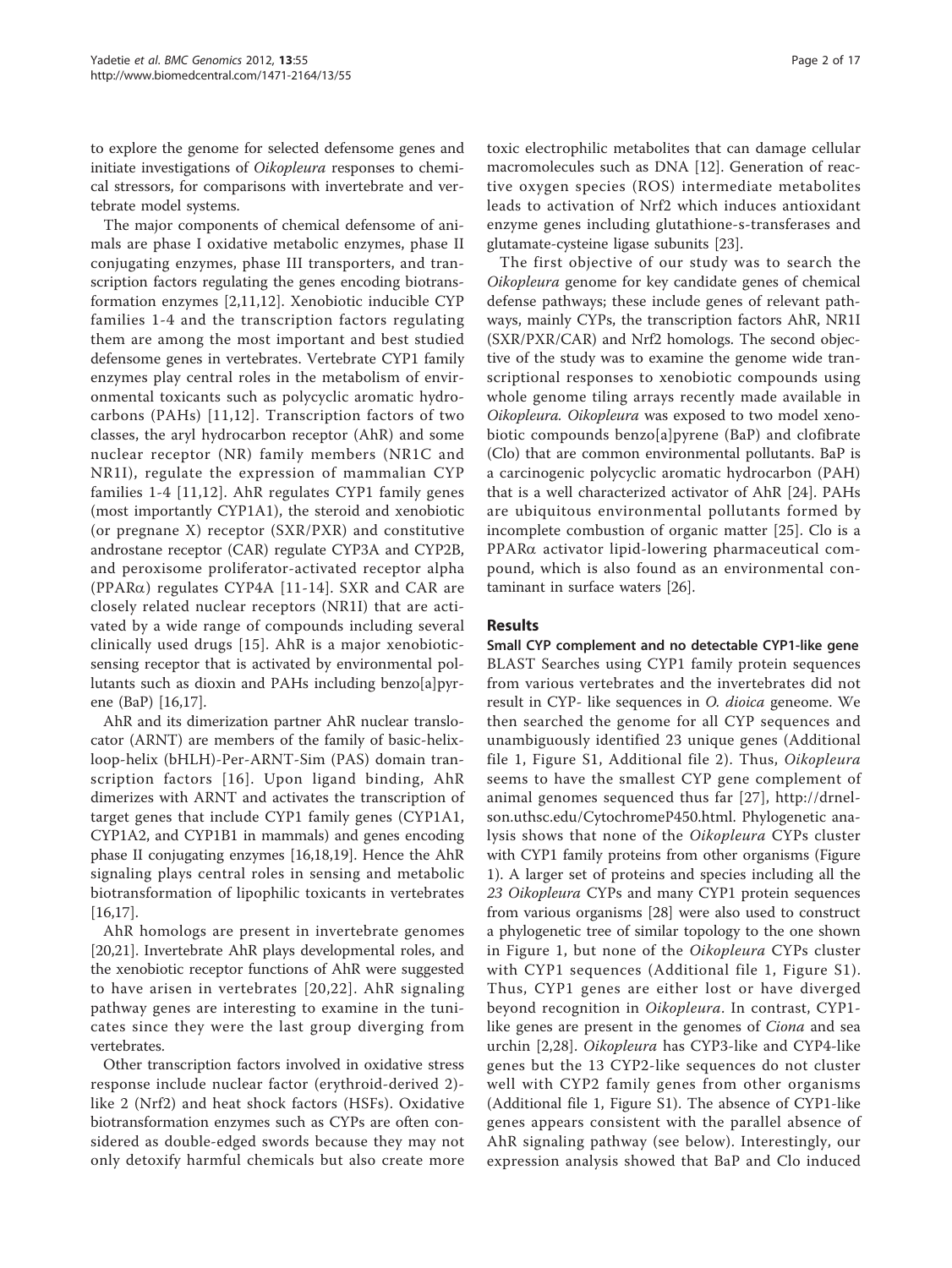to explore the genome for selected defensome genes and initiate investigations of *Oikopleura* responses to chemical stressors, for comparisons with invertebrate and vertebrate model systems.

The major components of chemical defensome of animals are phase I oxidative metabolic enzymes, phase II conjugating enzymes, phase III transporters, and transcription factors regulating the genes encoding biotransformation enzymes [2,11,12]. Xenobiotic inducible CYP families 1-4 and the transcription factors regulating them are among the most important and best studied defensome genes in vertebrates. Vertebrate CYP1 family enzymes play central roles in the metabolism of environmental toxicants such as polycyclic aromatic hydrocarbons (PAHs) [11,12]. Transcription factors of two classes, the aryl hydrocarbon receptor (AhR) and some nuclear receptor (NR) family members (NR1C and NR1I), regulate the expression of mammalian CYP families 1-4 [11,12]. AhR regulates CYP1 family genes (most importantly CYP1A1), the steroid and xenobiotic (or pregnane X) receptor (SXR/PXR) and constitutive androstane receptor (CAR) regulate CYP3A and CYP2B, and peroxisome proliferator-activated receptor alpha (PPAR$\alpha$) regulates CYP4A [11-14]. SXR and CAR are closely related nuclear receptors (NR1I) that are activated by a wide range of compounds including several clinically used drugs [15]. AhR is a major xenobiotic-sensing receptor that is activated by environmental pollutants such as dioxin and PAHs including benzo[a]pyrene (BaP) [16,17].

AhR and its dimerization partner AhR nuclear translocator (ARNT) are members of the family of basic-helix-loop-helix (bHLH)-Per-ARNT-Sim (PAS) domain transcription factors [16]. Upon ligand binding, AhR dimerizes with ARNT and activates the transcription of target genes that include CYP1 family genes (CYP1A1, CYP1A2, and CYP1B1 in mammals) and genes encoding phase II conjugating enzymes [16,18,19]. Hence the AhR signaling plays central roles in sensing and metabolic biotransformation of lipophilic toxicants in vertebrates [16,17].

AhR homologs are present in invertebrate genomes [20,21]. Invertebrate AhR plays developmental roles, and the xenobiotic receptor functions of AhR were suggested to have arisen in vertebrates [20,22]. AhR signaling pathway genes are interesting to examine in the tunicates since they were the last group diverging from vertebrates.

Other transcription factors involved in oxidative stress response include nuclear factor (erythroid-derived 2)-like 2 (Nrf2) and heat shock factors (HSFs). Oxidative biotransformation enzymes such as CYPs are often considered as double-edged swords because they may not only detoxify harmful chemicals but also create more toxic electrophilic metabolites that can damage cellular macromolecules such as DNA [12]. Generation of reactive oxygen species (ROS) intermediate metabolites leads to activation of Nrf2 which induces antioxidant enzyme genes including glutathione-s-transferases and glutamate-cysteine ligase subunits [23].

The first objective of our study was to search the *Oikopleura* genome for key candidate genes of chemical defense pathways; these include genes of relevant pathways, mainly CYPs, the transcription factors AhR, NR1I (SXR/PXR/CAR) and Nrf2 homologs. The second objective of the study was to examine the genome wide transcriptional responses to xenobiotic compounds using whole genome tiling arrays recently made available in *Oikopleura*. *Oikopleura* was exposed to two model xenobiotic compounds benzo[a]pyrene (BaP) and clofibrate (Clo) that are common environmental pollutants. BaP is a carcinogenic polycyclic aromatic hydrocarbon (PAH) that is a well characterized activator of AhR [24]. PAHs are ubiquitous environmental pollutants formed by incomplete combustion of organic matter [25]. Clo is a PPAR$\alpha$ activator lipid-lowering pharmaceutical compound, which is also found as an environmental contaminant in surface waters [26].

## Results

### Small CYP complement and no detectable CYP1-like gene

BLAST Searches using CYP1 family protein sequences from various vertebrates and the invertebrates did not result in CYP- like sequences in *O. dioica* geneome. We then searched the genome for all CYP sequences and unambiguously identified 23 unique genes (Additional file 1, Figure S1, Additional file 2). Thus, *Oikopleura* seems to have the smallest CYP gene complement of animal genomes sequenced thus far [27], http://drnelson.uthsc.edu/CytochromeP450.html. Phylogenetic analysis shows that none of the *Oikopleura* CYPs cluster with CYP1 family proteins from other organisms (Figure 1). A larger set of proteins and species including all the 23 *Oikopleura* CYPs and many CYP1 protein sequences from various organisms [28] were also used to construct a phylogenetic tree of similar topology to the one shown in Figure 1, but none of the *Oikopleura* CYPs cluster with CYP1 sequences (Additional file 1, Figure S1). Thus, CYP1 genes are either lost or have diverged beyond recognition in *Oikopleura*. In contrast, CYP1-like genes are present in the genomes of *Ciona* and sea urchin [2,28]. *Oikopleura* has CYP3-like and CYP4-like genes but the 13 CYP2-like sequences do not cluster well with CYP2 family genes from other organisms (Additional file 1, Figure S1). The absence of CYP1-like genes appears consistent with the parallel absence of AhR signaling pathway (see below). Interestingly, our expression analysis showed that BaP and Clo induced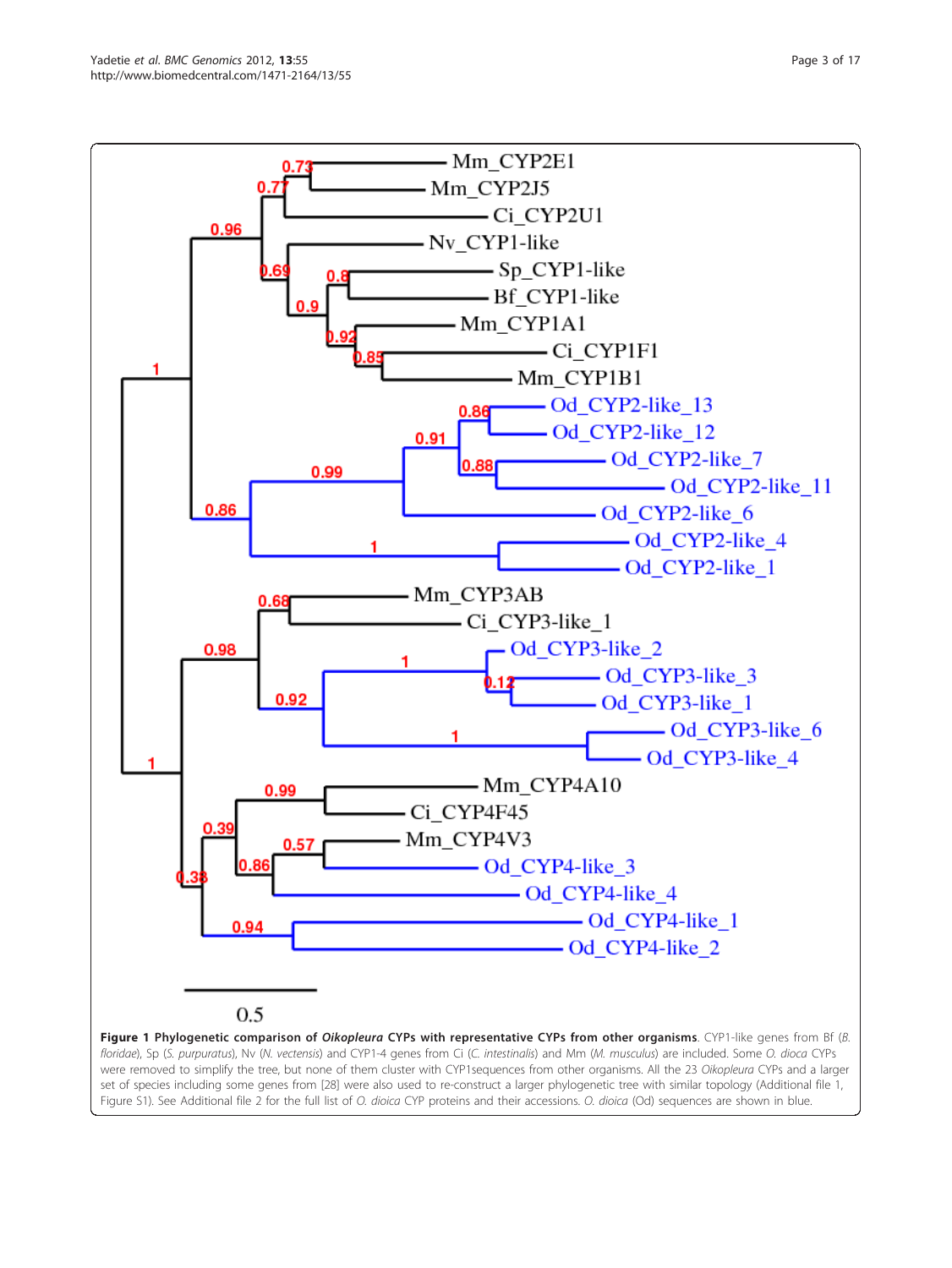**Figure 1 Phylogenetic comparison of *Oikopleura* CYPs with representative CYPs from other organisms**. CYP1-like genes from Bf (*B. floridae*), Sp (*S. purpuratus*), Nv (*N. vectensis*) and CYP1-4 genes from Ci (*C. intestinalis*) and Mm (*M. musculus*) are included. Some *O. dioca* CYPs were removed to simplify the tree, but none of them cluster with CYP1sequences from other organisms. All the 23 *Oikopleura* CYPs and a larger set of species including some genes from [28] were also used to re-construct a larger phylogenetic tree with similar topology (Additional file 1, Figure S1). See Additional file 2 for the full list of *O. dioica* CYP proteins and their accessions. *O. dioica* (Od) sequences are shown in blue.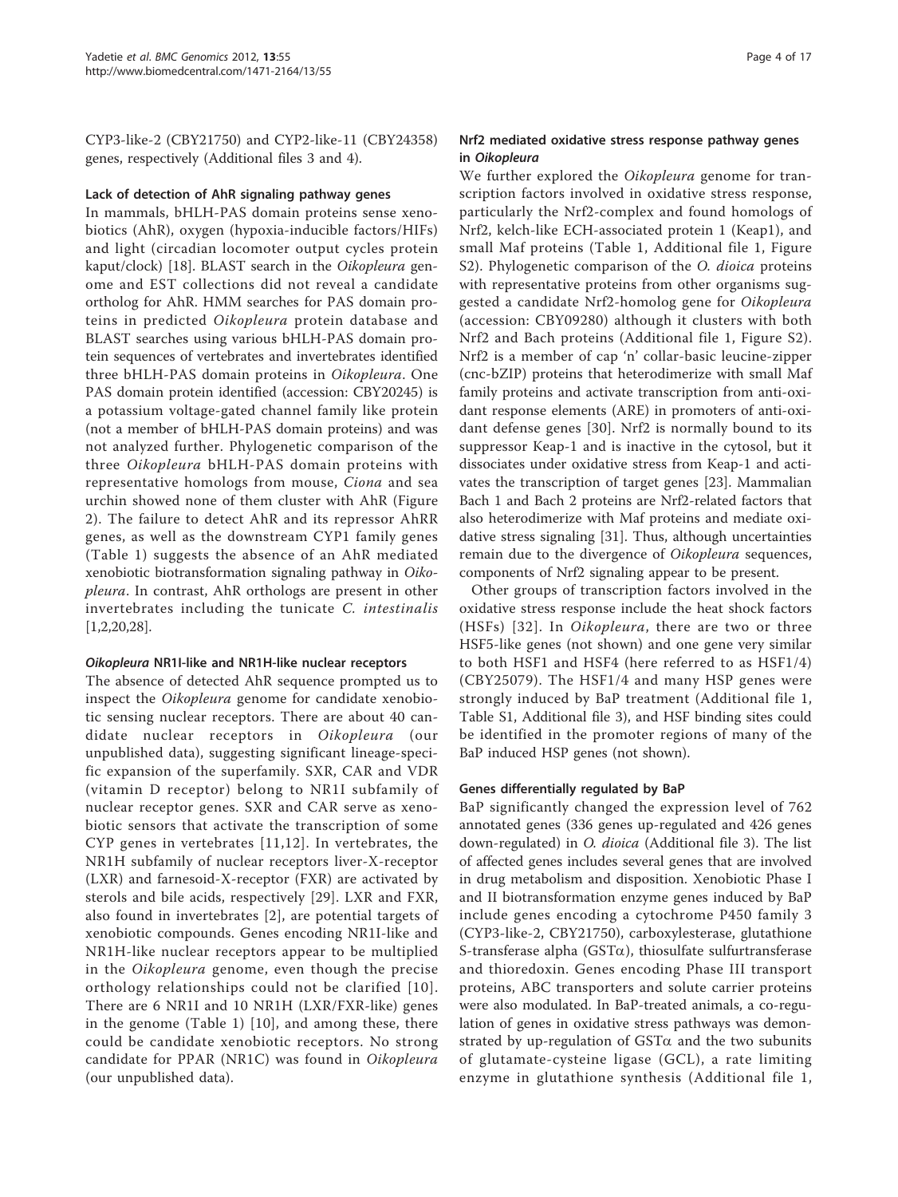CYP3-like-2 (CBY21750) and CYP2-like-11 (CBY24358) genes, respectively (Additional files 3 and 4).

### Lack of detection of AhR signaling pathway genes

In mammals, bHLH-PAS domain proteins sense xenobiotics (AhR), oxygen (hypoxia-inducible factors/HIFs) and light (circadian locomoter output cycles protein kaput/clock) [18]. BLAST search in the *Oikopleura* genome and EST collections did not reveal a candidate ortholog for AhR. HMM searches for PAS domain proteins in predicted *Oikopleura* protein database and BLAST searches using various bHLH-PAS domain protein sequences of vertebrates and invertebrates identified three bHLH-PAS domain proteins in *Oikopleura*. One PAS domain protein identified (accession: CBY20245) is a potassium voltage-gated channel family like protein (not a member of bHLH-PAS domain proteins) and was not analyzed further. Phylogenetic comparison of the three *Oikopleura* bHLH-PAS domain proteins with representative homologs from mouse, *Ciona* and sea urchin showed none of them cluster with AhR (Figure 2). The failure to detect AhR and its repressor AhRR genes, as well as the downstream CYP1 family genes (Table 1) suggests the absence of an AhR mediated xenobiotic biotransformation signaling pathway in *Oikopleura*. In contrast, AhR orthologs are present in other invertebrates including the tunicate *C. intestinalis* [1,2,20,28].

### *Oikopleura* NR1I-like and NR1H-like nuclear receptors

The absence of detected AhR sequence prompted us to inspect the *Oikopleura* genome for candidate xenobiotic sensing nuclear receptors. There are about 40 candidate nuclear receptors in *Oikopleura* (our unpublished data), suggesting significant lineage-specific expansion of the superfamily. SXR, CAR and VDR (vitamin D receptor) belong to NR1I subfamily of nuclear receptor genes. SXR and CAR serve as xenobiotic sensors that activate the transcription of some CYP genes in vertebrates [11,12]. In vertebrates, the NR1H subfamily of nuclear receptors liver-X-receptor (LXR) and farnesoid-X-receptor (FXR) are activated by sterols and bile acids, respectively [29]. LXR and FXR, also found in invertebrates [2], are potential targets of xenobiotic compounds. Genes encoding NR1I-like and NR1H-like nuclear receptors appear to be multiplied in the *Oikopleura* genome, even though the precise orthology relationships could not be clarified [10]. There are 6 NR1I and 10 NR1H (LXR/FXR-like) genes in the genome (Table 1) [10], and among these, there could be candidate xenobiotic receptors. No strong candidate for PPAR (NR1C) was found in *Oikopleura* (our unpublished data).

### Nrf2 mediated oxidative stress response pathway genes in *Oikopleura*

We further explored the *Oikopleura* genome for transcription factors involved in oxidative stress response, particularly the Nrf2-complex and found homologs of Nrf2, kelch-like ECH-associated protein 1 (Keap1), and small Maf proteins (Table 1, Additional file 1, Figure S2). Phylogenetic comparison of the *O. dioica* proteins with representative proteins from other organisms suggested a candidate Nrf2-homolog gene for *Oikopleura* (accession: CBY09280) although it clusters with both Nrf2 and Bach proteins (Additional file 1, Figure S2). Nrf2 is a member of cap 'n' collar-basic leucine-zipper (cnc-bZIP) proteins that heterodimerize with small Maf family proteins and activate transcription from anti-oxidant response elements (ARE) in promoters of anti-oxidant defense genes [30]. Nrf2 is normally bound to its suppressor Keap-1 and is inactive in the cytosol, but it dissociates under oxidative stress from Keap-1 and activates the transcription of target genes [23]. Mammalian Bach 1 and Bach 2 proteins are Nrf2-related factors that also heterodimerize with Maf proteins and mediate oxidative stress signaling [31]. Thus, although uncertainties remain due to the divergence of *Oikopleura* sequences, components of Nrf2 signaling appear to be present.

Other groups of transcription factors involved in the oxidative stress response include the heat shock factors (HSFs) [32]. In *Oikopleura*, there are two or three HSF5-like genes (not shown) and one gene very similar to both HSF1 and HSF4 (here referred to as HSF1/4) (CBY25079). The HSF1/4 and many HSP genes were strongly induced by BaP treatment (Additional file 1, Table S1, Additional file 3), and HSF binding sites could be identified in the promoter regions of many of the BaP induced HSP genes (not shown).

### Genes differentially regulated by BaP

BaP significantly changed the expression level of 762 annotated genes (336 genes up-regulated and 426 genes down-regulated) in *O. dioica* (Additional file 3). The list of affected genes includes several genes that are involved in drug metabolism and disposition. Xenobiotic Phase I and II biotransformation enzyme genes induced by BaP include genes encoding a cytochrome P450 family 3 (CYP3-like-2, CBY21750), carboxylesterase, glutathione S-transferase alpha (GST$\alpha$), thiosulfate sulfurtransferase and thioredoxin. Genes encoding Phase III transport proteins, ABC transporters and solute carrier proteins were also modulated. In BaP-treated animals, a co-regulation of genes in oxidative stress pathways was demonstrated by up-regulation of GST$\alpha$ and the two subunits of glutamate-cysteine ligase (GCL), a rate limiting enzyme in glutathione synthesis (Additional file 1,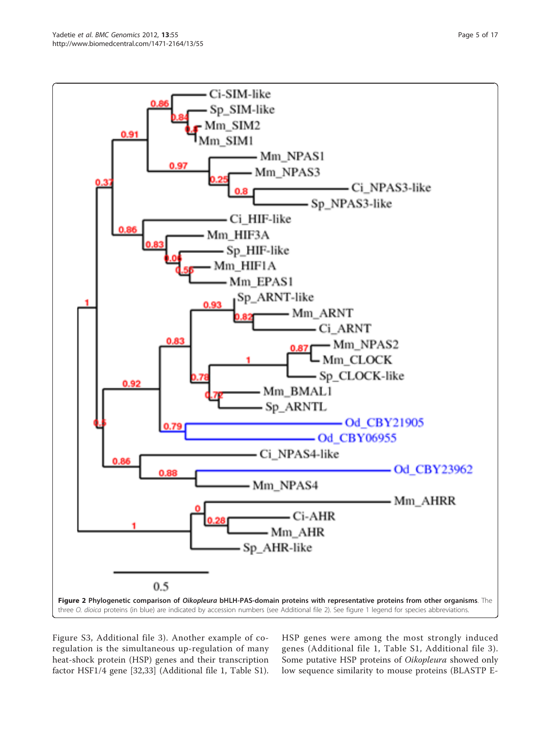**Figure 2 Phylogenetic comparison of *Oikopleura* bHLH-PAS-domain proteins with representative proteins from other organisms**. The three *O. dioica* proteins (in blue) are indicated by accession numbers (see Additional file 2). See figure 1 legend for species abbreviations.

Figure S3, Additional file 3). Another example of co-regulation is the simultaneous up-regulation of many heat-shock protein (HSP) genes and their transcription factor HSF1/4 gene [32,33] (Additional file 1, Table S1). HSP genes were among the most strongly induced genes (Additional file 1, Table S1, Additional file 3). Some putative HSP proteins of *Oikopleura* showed only low sequence similarity to mouse proteins (BLASTP E-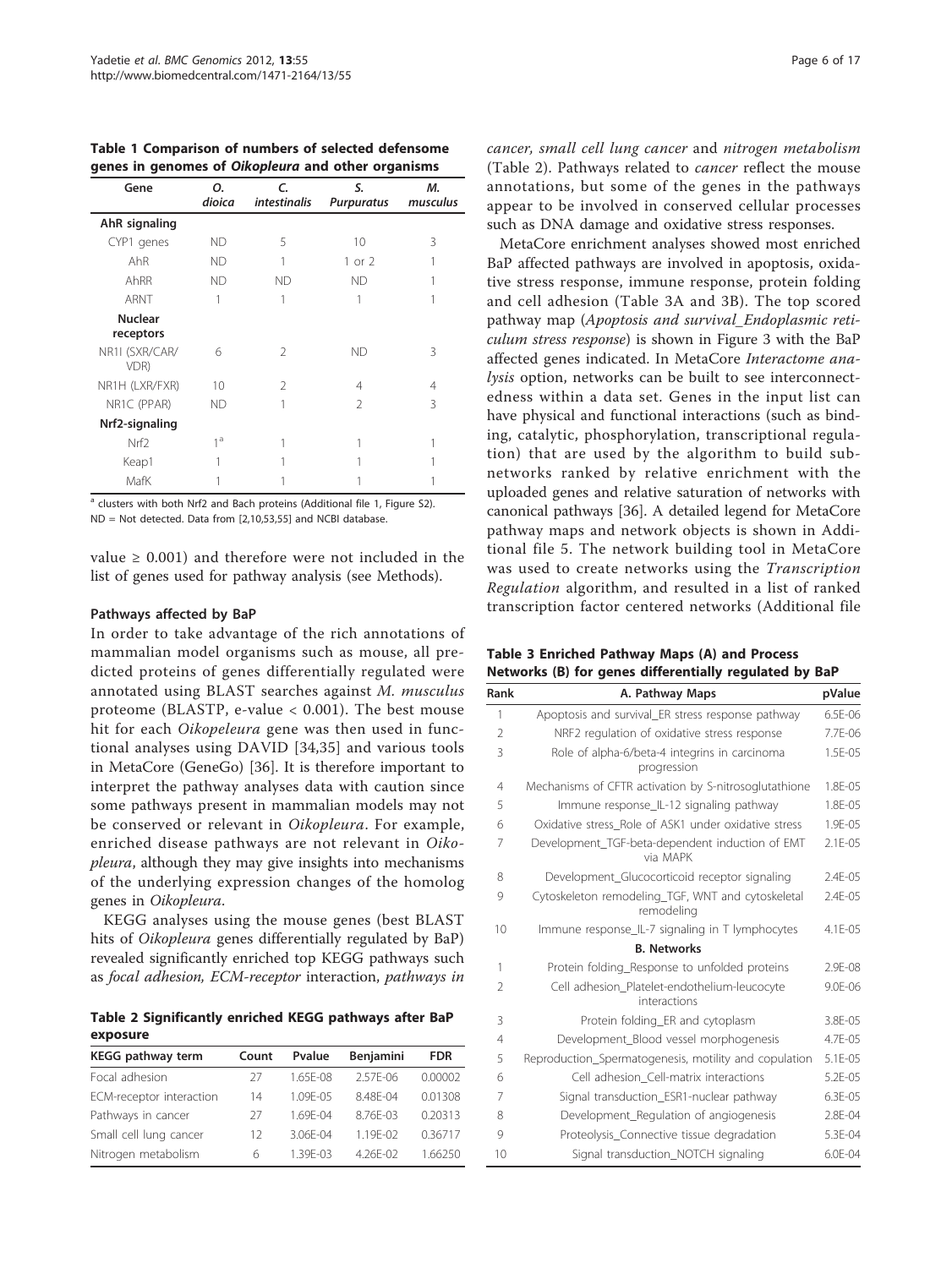**Table 1 Comparison of numbers of selected defensome genes in genomes of *Oikopleura* and other organisms**

| Gene | *O. dioica* | *C. intestinalis* | *S. Purpuratus* | *M. musculus* |
|---|---|---|---|---|
| **AhR signaling** | | | | |
| CYP1 genes | ND | 5 | 10 | 3 |
| AhR | ND | 1 | 1 or 2 | 1 |
| AhRR | ND | ND | ND | 1 |
| ARNT | 1 | 1 | 1 | 1 |
| **Nuclear receptors** | | | | |
| NR1I (SXR/CAR/VDR) | 6 | 2 | ND | 3 |
| NR1H (LXR/FXR) | 10 | 2 | 4 | 4 |
| NR1C (PPAR) | ND | 1 | 2 | 3 |
| **Nrf2-signaling** | | | | |
| Nrf2 | 1[a] | 1 | 1 | 1 |
| Keap1 | 1 | 1 | 1 | 1 |
| MafK | 1 | 1 | 1 | 1 |

[a] clusters with both Nrf2 and Bach proteins (Additional file 1, Figure S2).
ND = Not detected. Data from [2,10,53,55] and NCBI database.

value ≥ 0.001) and therefore were not included in the list of genes used for pathway analysis (see Methods).

### Pathways affected by BaP

In order to take advantage of the rich annotations of mammalian model organisms such as mouse, all predicted proteins of genes differentially regulated were annotated using BLAST searches against *M. musculus* proteome (BLASTP, e-value < 0.001). The best mouse hit for each *Oikopeleura* gene was then used in functional analyses using DAVID [34,35] and various tools in MetaCore (GeneGo) [36]. It is therefore important to interpret the pathway analyses data with caution since some pathways present in mammalian models may not be conserved or relevant in *Oikopleura*. For example, enriched disease pathways are not relevant in *Oikopleura*, although they may give insights into mechanisms of the underlying expression changes of the homolog genes in *Oikopleura*.

KEGG analyses using the mouse genes (best BLAST hits of *Oikopleura* genes differentially regulated by BaP) revealed significantly enriched top KEGG pathways such as *focal adhesion, ECM-receptor* interaction, *pathways in cancer, small cell lung cancer* and *nitrogen metabolism* (Table 2). Pathways related to *cancer* reflect the mouse annotations, but some of the genes in the pathways appear to be involved in conserved cellular processes such as DNA damage and oxidative stress responses.

**Table 2 Significantly enriched KEGG pathways after BaP exposure**

| KEGG pathway term | Count | Pvalue | Benjamini | FDR |
|---|---|---|---|---|
| Focal adhesion | 27 | 1.65E-08 | 2.57E-06 | 0.00002 |
| ECM-receptor interaction | 14 | 1.09E-05 | 8.48E-04 | 0.01308 |
| Pathways in cancer | 27 | 1.69E-04 | 8.76E-03 | 0.20313 |
| Small cell lung cancer | 12 | 3.06E-04 | 1.19E-02 | 0.36717 |
| Nitrogen metabolism | 6 | 1.39E-03 | 4.26E-02 | 1.66250 |

MetaCore enrichment analyses showed most enriched BaP affected pathways are involved in apoptosis, oxidative stress response, immune response, protein folding and cell adhesion (Table 3A and 3B). The top scored pathway map (*Apoptosis and survival_Endoplasmic reticulum stress response*) is shown in Figure 3 with the BaP affected genes indicated. In MetaCore *Interactome analysis* option, networks can be built to see interconnectedness within a data set. Genes in the input list can have physical and functional interactions (such as binding, catalytic, phosphorylation, transcriptional regulation) that are used by the algorithm to build subnetworks ranked by relative enrichment with the uploaded genes and relative saturation of networks with canonical pathways [36]. A detailed legend for MetaCore pathway maps and network objects is shown in Additional file 5. The network building tool in MetaCore was used to create networks using the *Transcription Regulation* algorithm, and resulted in a list of ranked transcription factor centered networks (Additional file

**Table 3 Enriched Pathway Maps (A) and Process Networks (B) for genes differentially regulated by BaP**

| Rank | A. Pathway Maps | pValue |
|---|---|---|
| 1 | Apoptosis and survival_ER stress response pathway | 6.5E-06 |
| 2 | NRF2 regulation of oxidative stress response | 7.7E-06 |
| 3 | Role of alpha-6/beta-4 integrins in carcinoma progression | 1.5E-05 |
| 4 | Mechanisms of CFTR activation by S-nitrosoglutathione | 1.8E-05 |
| 5 | Immune response_IL-12 signaling pathway | 1.8E-05 |
| 6 | Oxidative stress_Role of ASK1 under oxidative stress | 1.9E-05 |
| 7 | Development_TGF-beta-dependent induction of EMT via MAPK | 2.1E-05 |
| 8 | Development_Glucocorticoid receptor signaling | 2.4E-05 |
| 9 | Cytoskeleton remodeling_TGF, WNT and cytoskeletal remodeling | 2.4E-05 |
| 10 | Immune response_IL-7 signaling in T lymphocytes | 4.1E-05 |
| | **B. Networks** | |
| 1 | Protein folding_Response to unfolded proteins | 2.9E-08 |
| 2 | Cell adhesion_Platelet-endothelium-leucocyte interactions | 9.0E-06 |
| 3 | Protein folding_ER and cytoplasm | 3.8E-05 |
| 4 | Development_Blood vessel morphogenesis | 4.7E-05 |
| 5 | Reproduction_Spermatogenesis, motility and copulation | 5.1E-05 |
| 6 | Cell adhesion_Cell-matrix interactions | 5.2E-05 |
| 7 | Signal transduction_ESR1-nuclear pathway | 6.3E-05 |
| 8 | Development_Regulation of angiogenesis | 2.8E-04 |
| 9 | Proteolysis_Connective tissue degradation | 5.3E-04 |
| 10 | Signal transduction_NOTCH signaling | 6.0E-04 |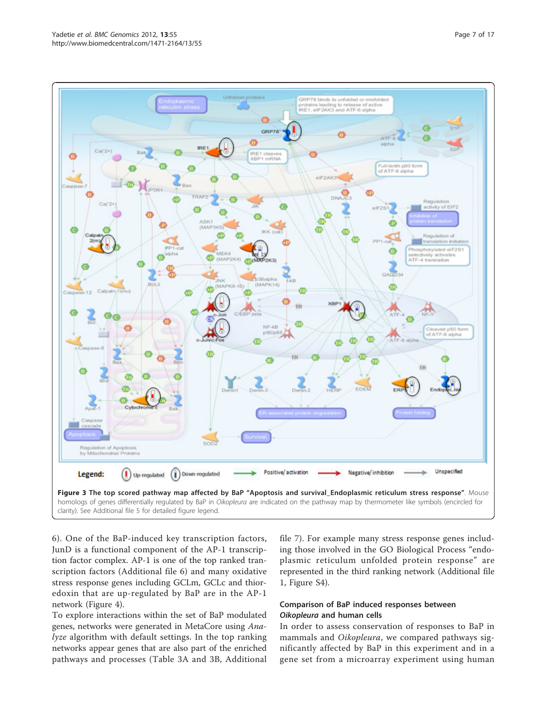**Figure 3 The top scored pathway map affected by BaP "Apoptosis and survival_Endoplasmic reticulum stress response"**. Mouse homologs of genes differentially regulated by BaP in *Oikopleura* are indicated on the pathway map by thermometer like symbols (encircled for clarity). See Additional file 5 for detailed figure legend.

6). One of the BaP-induced key transcription factors, JunD is a functional component of the AP-1 transcription factor complex. AP-1 is one of the top ranked transcription factors (Additional file 6) and many oxidative stress response genes including GCLm, GCLc and thioredoxin that are up-regulated by BaP are in the AP-1 network (Figure 4).

To explore interactions within the set of BaP modulated genes, networks were generated in MetaCore using *Analyze* algorithm with default settings. In the top ranking networks appear genes that are also part of the enriched pathways and processes (Table 3A and 3B, Additional file 7). For example many stress response genes including those involved in the GO Biological Process "endoplasmic reticulum unfolded protein response" are represented in the third ranking network (Additional file 1, Figure S4).

### Comparison of BaP induced responses between *Oikopleura* and human cells

In order to assess conservation of responses to BaP in mammals and *Oikopleura*, we compared pathways significantly affected by BaP in this experiment and in a gene set from a microarray experiment using human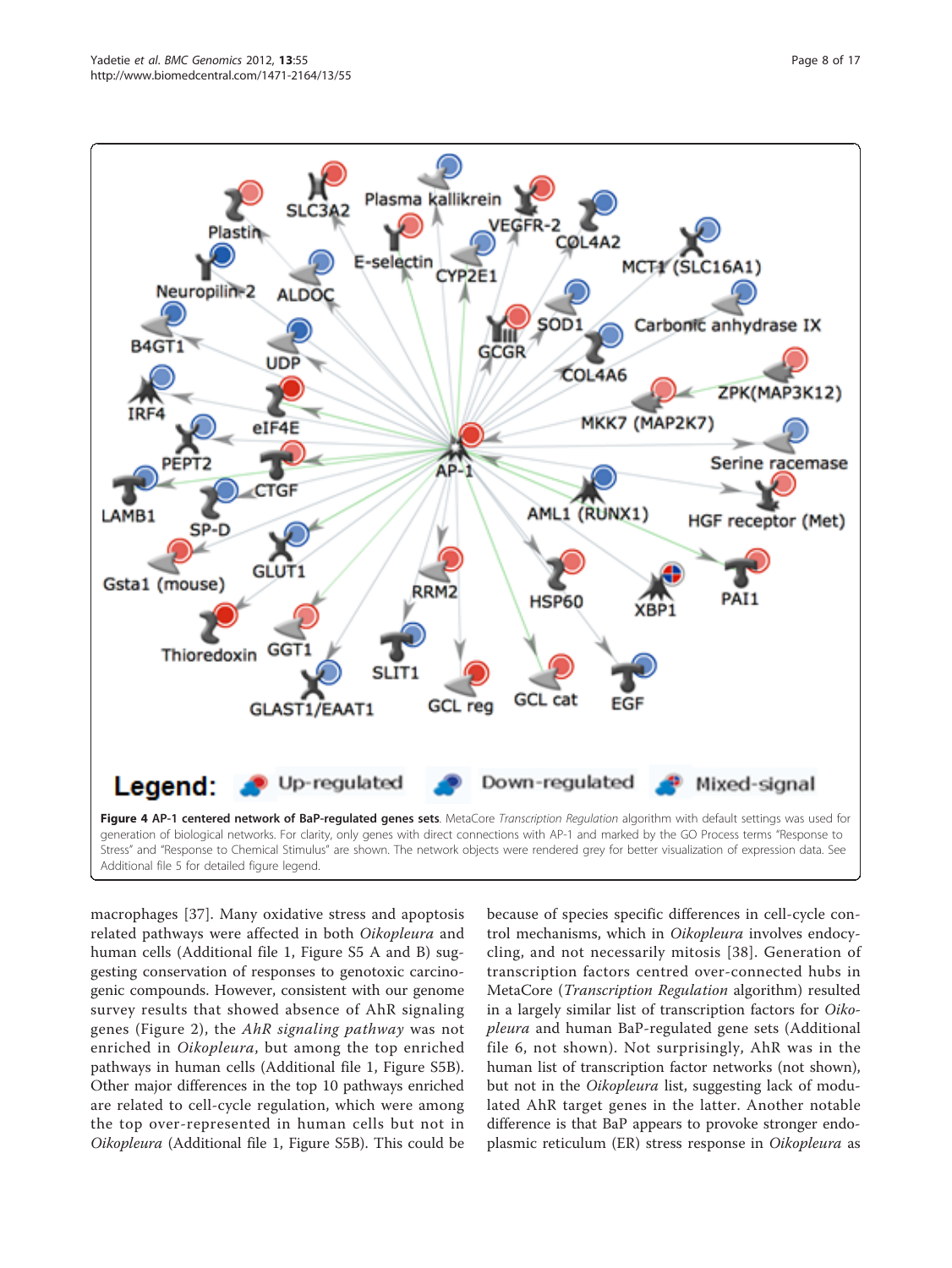**Figure 4 AP-1 centered network of BaP-regulated genes sets.** MetaCore *Transcription Regulation* algorithm with default settings was used for generation of biological networks. For clarity, only genes with direct connections with AP-1 and marked by the GO Process terms "Response to Stress" and "Response to Chemical Stimulus" are shown. The network objects were rendered grey for better visualization of expression data. See Additional file 5 for detailed figure legend.

macrophages [37]. Many oxidative stress and apoptosis related pathways were affected in both *Oikopleura* and human cells (Additional file 1, Figure S5 A and B) suggesting conservation of responses to genotoxic carcinogenic compounds. However, consistent with our genome survey results that showed absence of AhR signaling genes (Figure 2), the *AhR signaling pathway* was not enriched in *Oikopleura*, but among the top enriched pathways in human cells (Additional file 1, Figure S5B). Other major differences in the top 10 pathways enriched are related to cell-cycle regulation, which were among the top over-represented in human cells but not in *Oikopleura* (Additional file 1, Figure S5B). This could be because of species specific differences in cell-cycle control mechanisms, which in *Oikopleura* involves endocycling, and not necessarily mitosis [38]. Generation of transcription factors centred over-connected hubs in MetaCore (*Transcription Regulation* algorithm) resulted in a largely similar list of transcription factors for *Oikopleura* and human BaP-regulated gene sets (Additional file 6, not shown). Not surprisingly, AhR was in the human list of transcription factor networks (not shown), but not in the *Oikopleura* list, suggesting lack of modulated AhR target genes in the latter. Another notable difference is that BaP appears to provoke stronger endoplasmic reticulum (ER) stress response in *Oikopleura* as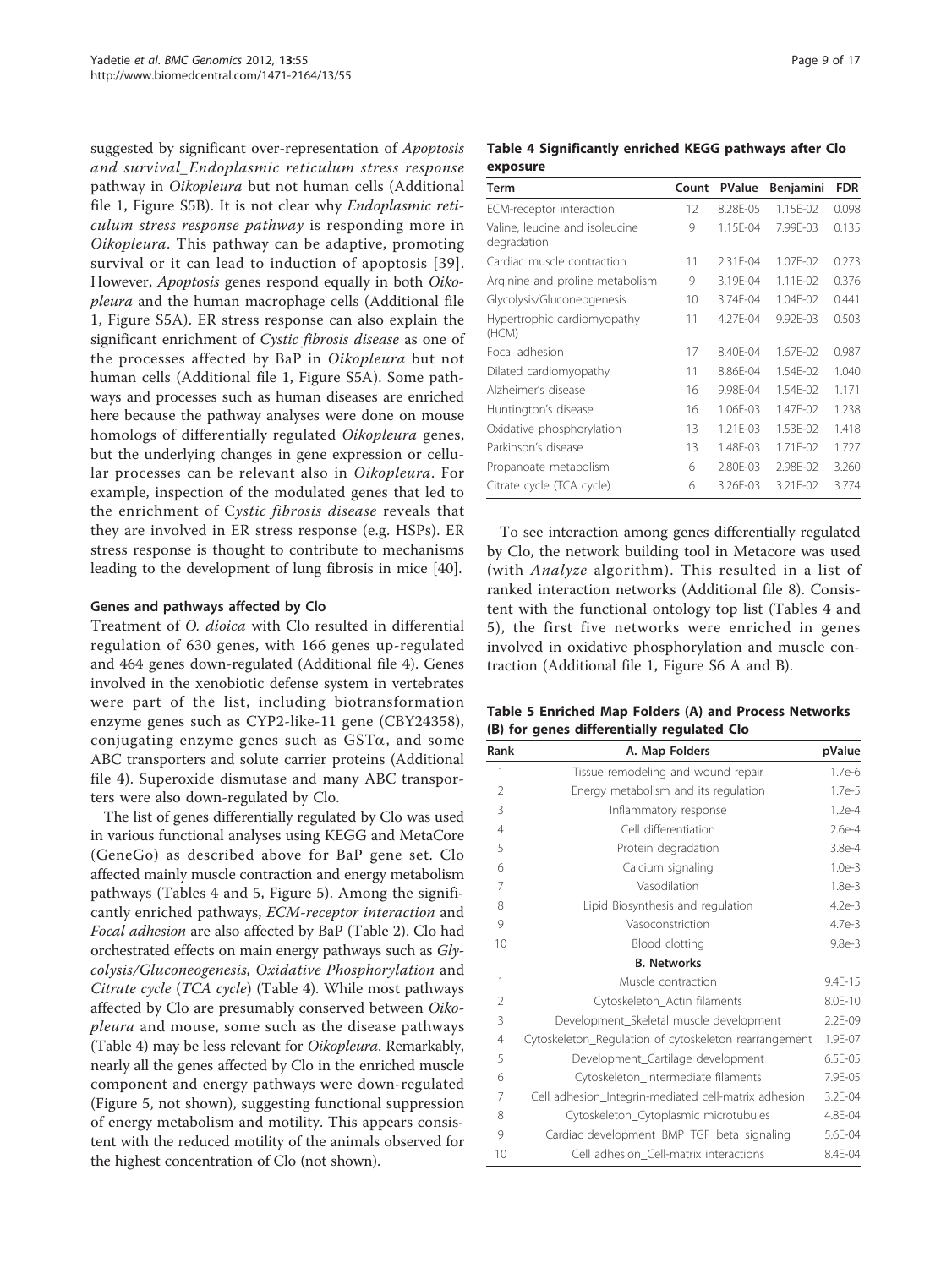suggested by significant over-representation of *Apoptosis and survival_Endoplasmic reticulum stress response* pathway in *Oikopleura* but not human cells (Additional file 1, Figure S5B). It is not clear why *Endoplasmic reticulum stress response pathway* is responding more in *Oikopleura*. This pathway can be adaptive, promoting survival or it can lead to induction of apoptosis [39]. However, *Apoptosis* genes respond equally in both *Oikopleura* and the human macrophage cells (Additional file 1, Figure S5A). ER stress response can also explain the significant enrichment of *Cystic fibrosis disease* as one of the processes affected by BaP in *Oikopleura* but not human cells (Additional file 1, Figure S5A). Some pathways and processes such as human diseases are enriched here because the pathway analyses were done on mouse homologs of differentially regulated *Oikopleura* genes, but the underlying changes in gene expression or cellular processes can be relevant also in *Oikopleura*. For example, inspection of the modulated genes that led to the enrichment of C*ystic fibrosis disease* reveals that they are involved in ER stress response (e.g. HSPs). ER stress response is thought to contribute to mechanisms leading to the development of lung fibrosis in mice [40].

#### Genes and pathways affected by Clo

Treatment of *O. dioica* with Clo resulted in differential regulation of 630 genes, with 166 genes up-regulated and 464 genes down-regulated (Additional file 4). Genes involved in the xenobiotic defense system in vertebrates were part of the list, including biotransformation enzyme genes such as CYP2-like-11 gene (CBY24358), conjugating enzyme genes such as GSTα, and some ABC transporters and solute carrier proteins (Additional file 4). Superoxide dismutase and many ABC transporters were also down-regulated by Clo.

The list of genes differentially regulated by Clo was used in various functional analyses using KEGG and MetaCore (GeneGo) as described above for BaP gene set. Clo affected mainly muscle contraction and energy metabolism pathways (Tables 4 and 5, Figure 5). Among the significantly enriched pathways, *ECM-receptor interaction* and *Focal adhesion* are also affected by BaP (Table 2). Clo had orchestrated effects on main energy pathways such as *Glycolysis/Gluconeogenesis, Oxidative Phosphorylation* and *Citrate cycle* (*TCA cycle*) (Table 4). While most pathways affected by Clo are presumably conserved between *Oikopleura* and mouse, some such as the disease pathways (Table 4) may be less relevant for *Oikopleura*. Remarkably, nearly all the genes affected by Clo in the enriched muscle component and energy pathways were down-regulated (Figure 5, not shown), suggesting functional suppression of energy metabolism and motility. This appears consistent with the reduced motility of the animals observed for the highest concentration of Clo (not shown).

**Table 4 Significantly enriched KEGG pathways after Clo exposure**

| Term | Count | PValue | Benjamini | FDR |
|---|---|---|---|---|
| ECM-receptor interaction | 12 | 8.28E-05 | 1.15E-02 | 0.098 |
| Valine, leucine and isoleucine degradation | 9 | 1.15E-04 | 7.99E-03 | 0.135 |
| Cardiac muscle contraction | 11 | 2.31E-04 | 1.07E-02 | 0.273 |
| Arginine and proline metabolism | 9 | 3.19E-04 | 1.11E-02 | 0.376 |
| Glycolysis/Gluconeogenesis | 10 | 3.74E-04 | 1.04E-02 | 0.441 |
| Hypertrophic cardiomyopathy (HCM) | 11 | 4.27E-04 | 9.92E-03 | 0.503 |
| Focal adhesion | 17 | 8.40E-04 | 1.67E-02 | 0.987 |
| Dilated cardiomyopathy | 11 | 8.86E-04 | 1.54E-02 | 1.040 |
| Alzheimer's disease | 16 | 9.98E-04 | 1.54E-02 | 1.171 |
| Huntington's disease | 16 | 1.06E-03 | 1.47E-02 | 1.238 |
| Oxidative phosphorylation | 13 | 1.21E-03 | 1.53E-02 | 1.418 |
| Parkinson's disease | 13 | 1.48E-03 | 1.71E-02 | 1.727 |
| Propanoate metabolism | 6 | 2.80E-03 | 2.98E-02 | 3.260 |
| Citrate cycle (TCA cycle) | 6 | 3.26E-03 | 3.21E-02 | 3.774 |

To see interaction among genes differentially regulated by Clo, the network building tool in Metacore was used (with *Analyze* algorithm). This resulted in a list of ranked interaction networks (Additional file 8). Consistent with the functional ontology top list (Tables 4 and 5), the first five networks were enriched in genes involved in oxidative phosphorylation and muscle contraction (Additional file 1, Figure S6 A and B).

**Table 5 Enriched Map Folders (A) and Process Networks (B) for genes differentially regulated Clo**

| Rank | A. Map Folders | pValue |
|---|---|---|
| 1 | Tissue remodeling and wound repair | 1.7e-6 |
| 2 | Energy metabolism and its regulation | 1.7e-5 |
| 3 | Inflammatory response | 1.2e-4 |
| 4 | Cell differentiation | 2.6e-4 |
| 5 | Protein degradation | 3.8e-4 |
| 6 | Calcium signaling | 1.0e-3 |
| 7 | Vasodilation | 1.8e-3 |
| 8 | Lipid Biosynthesis and regulation | 4.2e-3 |
| 9 | Vasoconstriction | 4.7e-3 |
| 10 | Blood clotting | 9.8e-3 |
| | **B. Networks** | |
| 1 | Muscle contraction | 9.4E-15 |
| 2 | Cytoskeleton_Actin filaments | 8.0E-10 |
| 3 | Development_Skeletal muscle development | 2.2E-09 |
| 4 | Cytoskeleton_Regulation of cytoskeleton rearrangement | 1.9E-07 |
| 5 | Development_Cartilage development | 6.5E-05 |
| 6 | Cytoskeleton_Intermediate filaments | 7.9E-05 |
| 7 | Cell adhesion_Integrin-mediated cell-matrix adhesion | 3.2E-04 |
| 8 | Cytoskeleton_Cytoplasmic microtubules | 4.8E-04 |
| 9 | Cardiac development_BMP_TGF_beta_signaling | 5.6E-04 |
| 10 | Cell adhesion_Cell-matrix interactions | 8.4E-04 |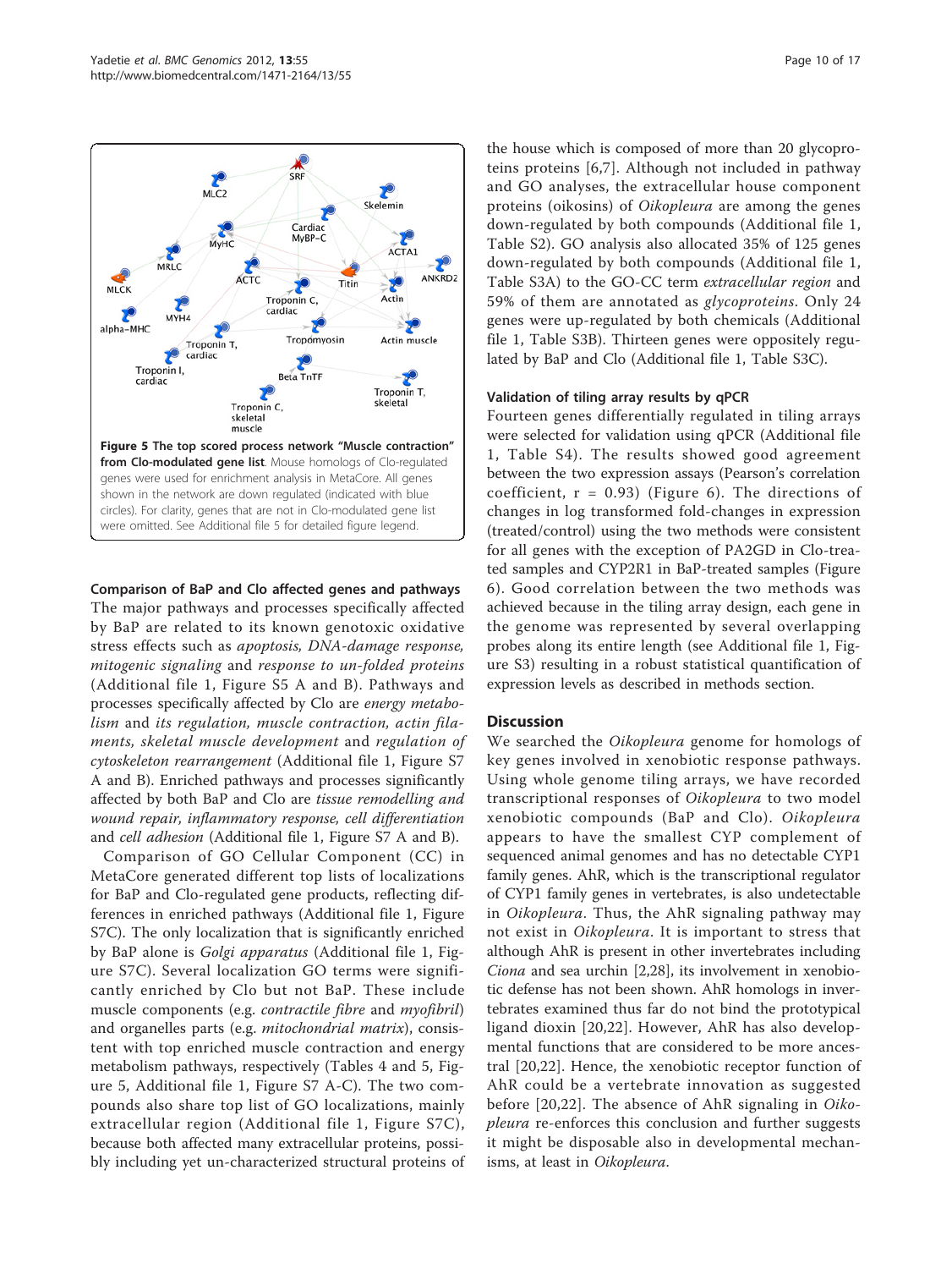**Figure 5 The top scored process network "Muscle contraction" from Clo-modulated gene list**. Mouse homologs of Clo-regulated genes were used for enrichment analysis in MetaCore. All genes shown in the network are down regulated (indicated with blue circles). For clarity, genes that are not in Clo-modulated gene list were omitted. See Additional file 5 for detailed figure legend.

### Comparison of BaP and Clo affected genes and pathways

The major pathways and processes specifically affected by BaP are related to its known genotoxic oxidative stress effects such as *apoptosis, DNA-damage response, mitogenic signaling* and *response to un-folded proteins* (Additional file 1, Figure S5 A and B). Pathways and processes specifically affected by Clo are *energy metabolism* and *its regulation, muscle contraction, actin filaments, skeletal muscle development* and *regulation of cytoskeleton rearrangement* (Additional file 1, Figure S7 A and B). Enriched pathways and processes significantly affected by both BaP and Clo are *tissue remodelling and wound repair, inflammatory response, cell differentiation* and *cell adhesion* (Additional file 1, Figure S7 A and B).

Comparison of GO Cellular Component (CC) in MetaCore generated different top lists of localizations for BaP and Clo-regulated gene products, reflecting differences in enriched pathways (Additional file 1, Figure S7C). The only localization that is significantly enriched by BaP alone is *Golgi apparatus* (Additional file 1, Figure S7C). Several localization GO terms were significantly enriched by Clo but not BaP. These include muscle components (e.g. *contractile fibre* and *myofibril*) and organelles parts (e.g. *mitochondrial matrix*), consistent with top enriched muscle contraction and energy metabolism pathways, respectively (Tables 4 and 5, Figure 5, Additional file 1, Figure S7 A-C). The two compounds also share top list of GO localizations, mainly extracellular region (Additional file 1, Figure S7C), because both affected many extracellular proteins, possibly including yet un-characterized structural proteins of the house which is composed of more than 20 glycoproteins proteins [6,7]. Although not included in pathway and GO analyses, the extracellular house component proteins (oikosins) of *Oikopleura* are among the genes down-regulated by both compounds (Additional file 1, Table S2). GO analysis also allocated 35% of 125 genes down-regulated by both compounds (Additional file 1, Table S3A) to the GO-CC term *extracellular region* and 59% of them are annotated as *glycoproteins*. Only 24 genes were up-regulated by both chemicals (Additional file 1, Table S3B). Thirteen genes were oppositely regulated by BaP and Clo (Additional file 1, Table S3C).

### Validation of tiling array results by qPCR

Fourteen genes differentially regulated in tiling arrays were selected for validation using qPCR (Additional file 1, Table S4). The results showed good agreement between the two expression assays (Pearson's correlation coefficient, $r = 0.93$) (Figure 6). The directions of changes in log transformed fold-changes in expression (treated/control) using the two methods were consistent for all genes with the exception of PA2GD in Clo-treated samples and CYP2R1 in BaP-treated samples (Figure 6). Good correlation between the two methods was achieved because in the tiling array design, each gene in the genome was represented by several overlapping probes along its entire length (see Additional file 1, Figure S3) resulting in a robust statistical quantification of expression levels as described in methods section.

## Discussion

We searched the *Oikopleura* genome for homologs of key genes involved in xenobiotic response pathways. Using whole genome tiling arrays, we have recorded transcriptional responses of *Oikopleura* to two model xenobiotic compounds (BaP and Clo). *Oikopleura* appears to have the smallest CYP complement of sequenced animal genomes and has no detectable CYP1 family genes. AhR, which is the transcriptional regulator of CYP1 family genes in vertebrates, is also undetectable in *Oikopleura*. Thus, the AhR signaling pathway may not exist in *Oikopleura*. It is important to stress that although AhR is present in other invertebrates including *Ciona* and sea urchin [2,28], its involvement in xenobiotic defense has not been shown. AhR homologs in invertebrates examined thus far do not bind the prototypical ligand dioxin [20,22]. However, AhR has also developmental functions that are considered to be more ancestral [20,22]. Hence, the xenobiotic receptor function of AhR could be a vertebrate innovation as suggested before [20,22]. The absence of AhR signaling in *Oikopleura* re-enforces this conclusion and further suggests it might be disposable also in developmental mechanisms, at least in *Oikopleura*.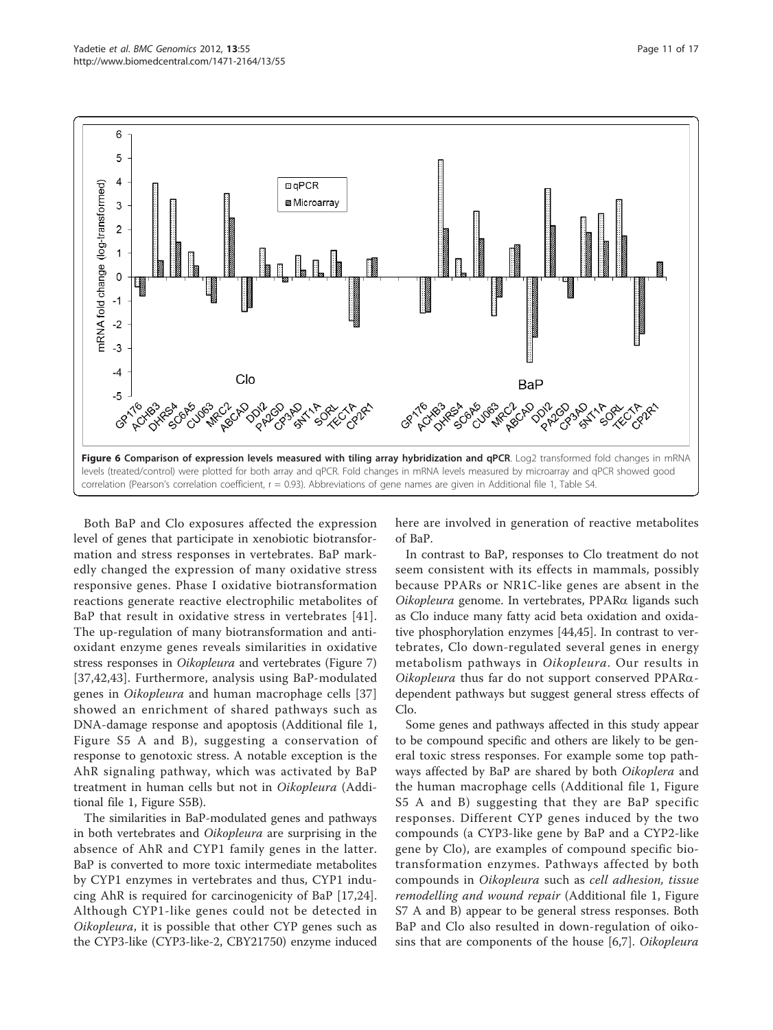**Figure 6 Comparison of expression levels measured with tiling array hybridization and qPCR**. Log2 transformed fold changes in mRNA levels (treated/control) were plotted for both array and qPCR. Fold changes in mRNA levels measured by microarray and qPCR showed good correlation (Pearson's correlation coefficient, r = 0.93). Abbreviations of gene names are given in Additional file 1, Table S4.

Both BaP and Clo exposures affected the expression level of genes that participate in xenobiotic biotransformation and stress responses in vertebrates. BaP markedly changed the expression of many oxidative stress responsive genes. Phase I oxidative biotransformation reactions generate reactive electrophilic metabolites of BaP that result in oxidative stress in vertebrates [41]. The up-regulation of many biotransformation and antioxidant enzyme genes reveals similarities in oxidative stress responses in *Oikopleura* and vertebrates (Figure 7) [37,42,43]. Furthermore, analysis using BaP-modulated genes in *Oikopleura* and human macrophage cells [37] showed an enrichment of shared pathways such as DNA-damage response and apoptosis (Additional file 1, Figure S5 A and B), suggesting a conservation of response to genotoxic stress. A notable exception is the AhR signaling pathway, which was activated by BaP treatment in human cells but not in *Oikopleura* (Additional file 1, Figure S5B).

The similarities in BaP-modulated genes and pathways in both vertebrates and *Oikopleura* are surprising in the absence of AhR and CYP1 family genes in the latter. BaP is converted to more toxic intermediate metabolites by CYP1 enzymes in vertebrates and thus, CYP1 inducing AhR is required for carcinogenicity of BaP [17,24]. Although CYP1-like genes could not be detected in *Oikopleura*, it is possible that other CYP genes such as the CYP3-like (CYP3-like-2, CBY21750) enzyme induced here are involved in generation of reactive metabolites of BaP.

In contrast to BaP, responses to Clo treatment do not seem consistent with its effects in mammals, possibly because PPARs or NR1C-like genes are absent in the *Oikopleura* genome. In vertebrates, PPARα ligands such as Clo induce many fatty acid beta oxidation and oxidative phosphorylation enzymes [44,45]. In contrast to vertebrates, Clo down-regulated several genes in energy metabolism pathways in *Oikopleura*. Our results in *Oikopleura* thus far do not support conserved PPARα-dependent pathways but suggest general stress effects of Clo.

Some genes and pathways affected in this study appear to be compound specific and others are likely to be general toxic stress responses. For example some top pathways affected by BaP are shared by both *Oikoplera* and the human macrophage cells (Additional file 1, Figure S5 A and B) suggesting that they are BaP specific responses. Different CYP genes induced by the two compounds (a CYP3-like gene by BaP and a CYP2-like gene by Clo), are examples of compound specific biotransformation enzymes. Pathways affected by both compounds in *Oikopleura* such as *cell adhesion, tissue remodelling and wound repair* (Additional file 1, Figure S7 A and B) appear to be general stress responses. Both BaP and Clo also resulted in down-regulation of oikosins that are components of the house [6,7]. *Oikopleura*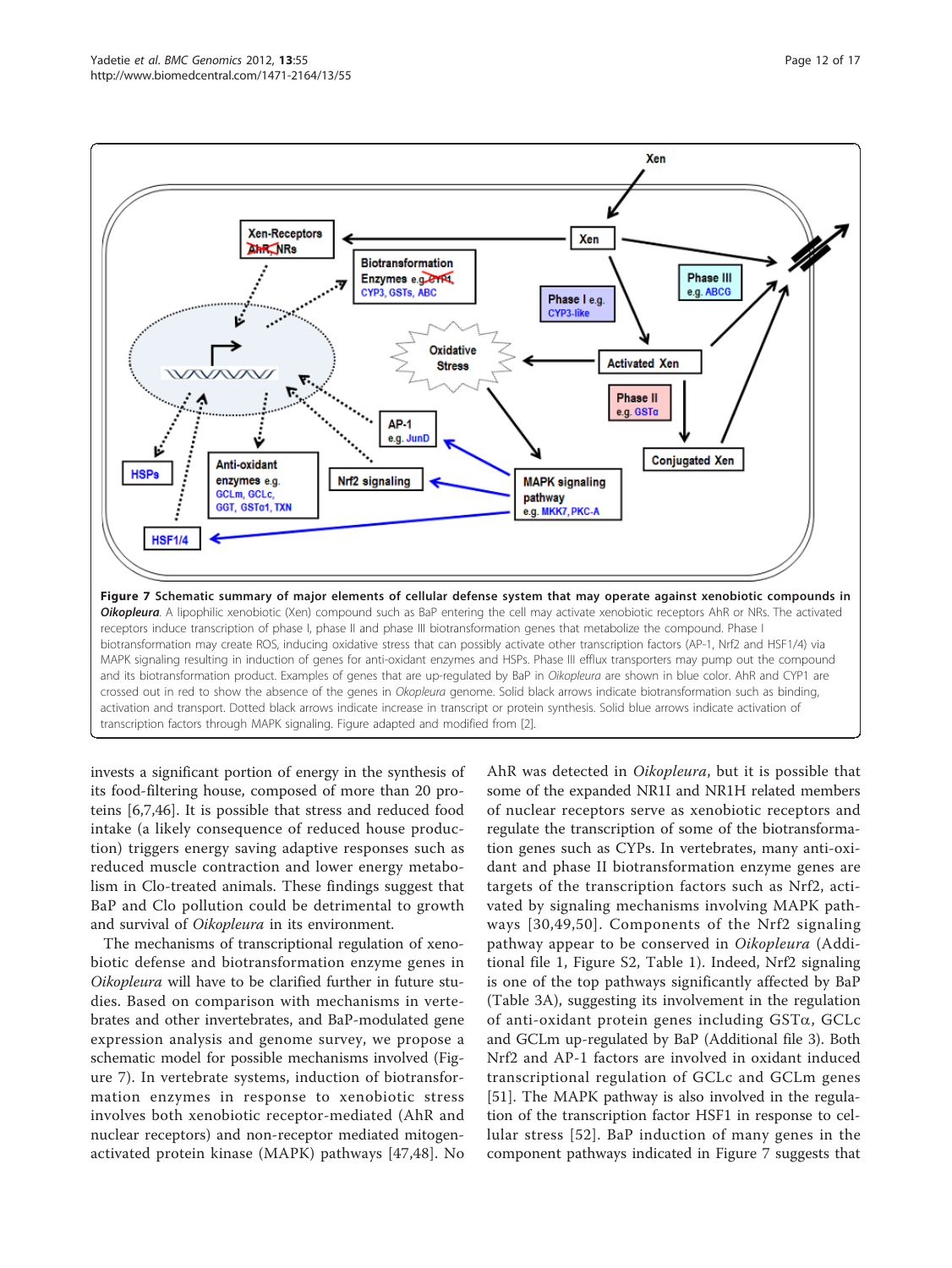**Figure 7 Schematic summary of major elements of cellular defense system that may operate against xenobiotic compounds in *Oikopleura*.** A lipophilic xenobiotic (Xen) compound such as BaP entering the cell may activate xenobiotic receptors AhR or NRs. The activated receptors induce transcription of phase I, phase II and phase III biotransformation genes that metabolize the compound. Phase I biotransformation may create ROS, inducing oxidative stress that can possibly activate other transcription factors (AP-1, Nrf2 and HSF1/4) via MAPK signaling resulting in induction of genes for anti-oxidant enzymes and HSPs. Phase III efflux transporters may pump out the compound and its biotransformation product. Examples of genes that are up-regulated by BaP in *Oikopleura* are shown in blue color. AhR and CYP1 are crossed out in red to show the absence of the genes in *Oikopleura* genome. Solid black arrows indicate biotransformation such as binding, activation and transport. Dotted black arrows indicate increase in transcript or protein synthesis. Solid blue arrows indicate activation of transcription factors through MAPK signaling. Figure adapted and modified from [2].

invests a significant portion of energy in the synthesis of its food-filtering house, composed of more than 20 proteins [6,7,46]. It is possible that stress and reduced food intake (a likely consequence of reduced house production) triggers energy saving adaptive responses such as reduced muscle contraction and lower energy metabolism in Clo-treated animals. These findings suggest that BaP and Clo pollution could be detrimental to growth and survival of *Oikopleura* in its environment.

The mechanisms of transcriptional regulation of xenobiotic defense and biotransformation enzyme genes in *Oikopleura* will have to be clarified further in future studies. Based on comparison with mechanisms in vertebrates and other invertebrates, and BaP-modulated gene expression analysis and genome survey, we propose a schematic model for possible mechanisms involved (Figure 7). In vertebrate systems, induction of biotransformation enzymes in response to xenobiotic stress involves both xenobiotic receptor-mediated (AhR and nuclear receptors) and non-receptor mediated mitogen-activated protein kinase (MAPK) pathways [47,48]. No AhR was detected in *Oikopleura*, but it is possible that some of the expanded NR1I and NR1H related members of nuclear receptors serve as xenobiotic receptors and regulate the transcription of some of the biotransformation genes such as CYPs. In vertebrates, many anti-oxidant and phase II biotransformation enzyme genes are targets of the transcription factors such as Nrf2, activated by signaling mechanisms involving MAPK pathways [30,49,50]. Components of the Nrf2 signaling pathway appear to be conserved in *Oikopleura* (Additional file 1, Figure S2, Table 1). Indeed, Nrf2 signaling is one of the top pathways significantly affected by BaP (Table 3A), suggesting its involvement in the regulation of anti-oxidant protein genes including GSTα, GCLc and GCLm up-regulated by BaP (Additional file 3). Both Nrf2 and AP-1 factors are involved in oxidant induced transcriptional regulation of GCLc and GCLm genes [51]. The MAPK pathway is also involved in the regulation of the transcription factor HSF1 in response to cellular stress [52]. BaP induction of many genes in the component pathways indicated in Figure 7 suggests that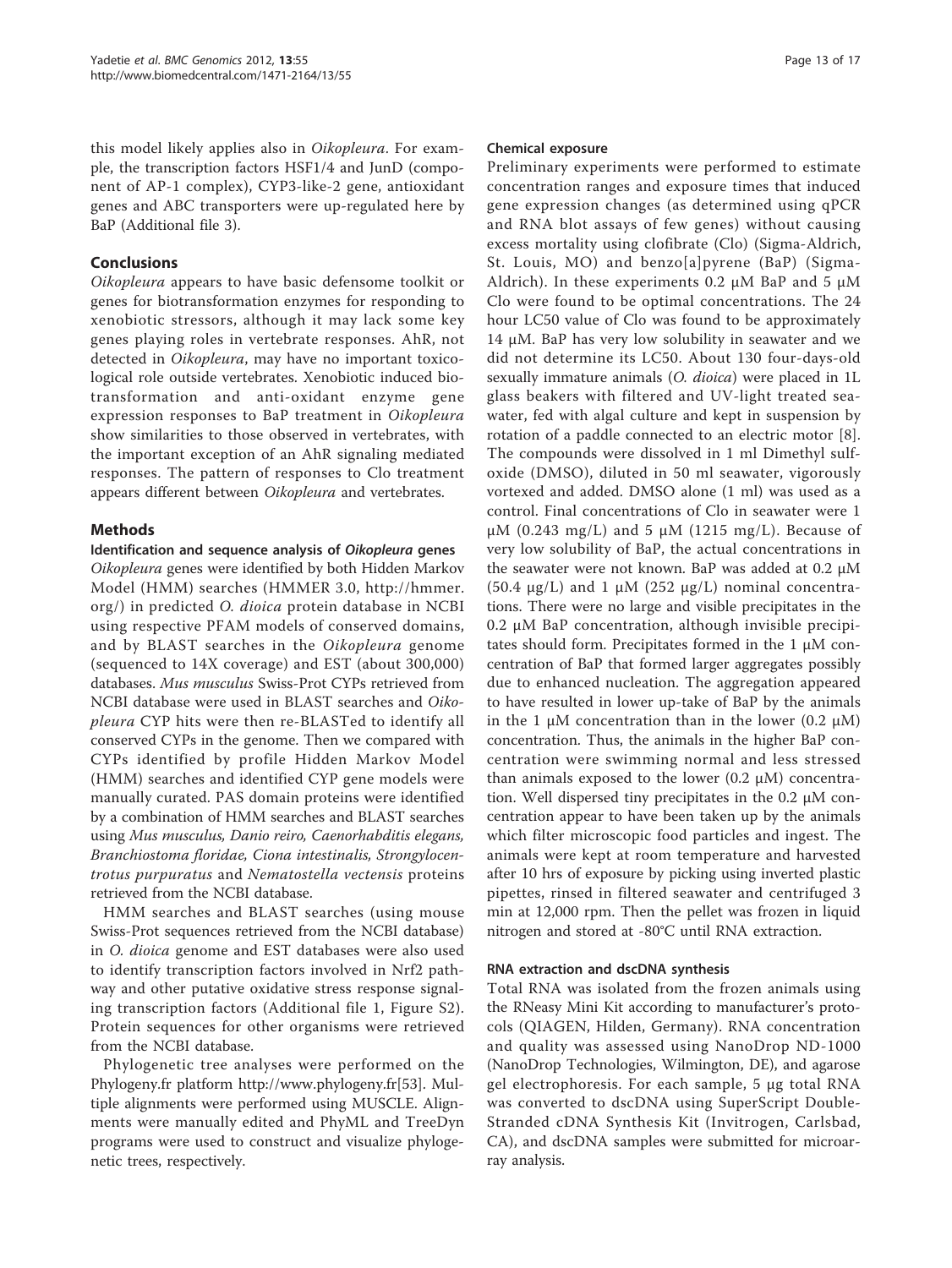this model likely applies also in *Oikopleura*. For example, the transcription factors HSF1/4 and JunD (component of AP-1 complex), CYP3-like-2 gene, antioxidant genes and ABC transporters were up-regulated here by BaP (Additional file 3).

## Conclusions

*Oikopleura* appears to have basic defensome toolkit or genes for biotransformation enzymes for responding to xenobiotic stressors, although it may lack some key genes playing roles in vertebrate responses. AhR, not detected in *Oikopleura*, may have no important toxicological role outside vertebrates. Xenobiotic induced biotransformation and anti-oxidant enzyme gene expression responses to BaP treatment in *Oikopleura* show similarities to those observed in vertebrates, with the important exception of an AhR signaling mediated responses. The pattern of responses to Clo treatment appears different between *Oikopleura* and vertebrates.

## Methods

### Identification and sequence analysis of *Oikopleura* genes

*Oikopleura* genes were identified by both Hidden Markov Model (HMM) searches (HMMER 3.0, http://hmmer.org/) in predicted *O. dioica* protein database in NCBI using respective PFAM models of conserved domains, and by BLAST searches in the *Oikopleura* genome (sequenced to 14X coverage) and EST (about 300,000) databases. *Mus musculus* Swiss-Prot CYPs retrieved from NCBI database were used in BLAST searches and *Oikopleura* CYP hits were then re-BLASTed to identify all conserved CYPs in the genome. Then we compared with CYPs identified by profile Hidden Markov Model (HMM) searches and identified CYP gene models were manually curated. PAS domain proteins were identified by a combination of HMM searches and BLAST searches using *Mus musculus, Danio reiro, Caenorhabditis elegans, Branchiostoma floridae, Ciona intestinalis, Strongylocentrotus purpuratus* and *Nematostella vectensis* proteins retrieved from the NCBI database.

HMM searches and BLAST searches (using mouse Swiss-Prot sequences retrieved from the NCBI database) in *O. dioica* genome and EST databases were also used to identify transcription factors involved in Nrf2 pathway and other putative oxidative stress response signaling transcription factors (Additional file 1, Figure S2). Protein sequences for other organisms were retrieved from the NCBI database.

Phylogenetic tree analyses were performed on the Phylogeny.fr platform http://www.phylogeny.fr[53]. Multiple alignments were performed using MUSCLE. Alignments were manually edited and PhyML and TreeDyn programs were used to construct and visualize phylogenetic trees, respectively.

### Chemical exposure

Preliminary experiments were performed to estimate concentration ranges and exposure times that induced gene expression changes (as determined using qPCR and RNA blot assays of few genes) without causing excess mortality using clofibrate (Clo) (Sigma-Aldrich, St. Louis, MO) and benzo[a]pyrene (BaP) (Sigma-Aldrich). In these experiments 0.2 μM BaP and 5 μM Clo were found to be optimal concentrations. The 24 hour LC50 value of Clo was found to be approximately 14 μM. BaP has very low solubility in seawater and we did not determine its LC50. About 130 four-days-old sexually immature animals (*O. dioica*) were placed in 1L glass beakers with filtered and UV-light treated seawater, fed with algal culture and kept in suspension by rotation of a paddle connected to an electric motor [8]. The compounds were dissolved in 1 ml Dimethyl sulfoxide (DMSO), diluted in 50 ml seawater, vigorously vortexed and added. DMSO alone (1 ml) was used as a control. Final concentrations of Clo in seawater were 1 μM (0.243 mg/L) and 5 μM (1215 mg/L). Because of very low solubility of BaP, the actual concentrations in the seawater were not known. BaP was added at 0.2 μM (50.4 μg/L) and 1 μM (252 μg/L) nominal concentrations. There were no large and visible precipitates in the 0.2 μM BaP concentration, although invisible precipitates should form. Precipitates formed in the 1 μM concentration of BaP that formed larger aggregates possibly due to enhanced nucleation. The aggregation appeared to have resulted in lower up-take of BaP by the animals in the 1 μM concentration than in the lower (0.2 μM) concentration. Thus, the animals in the higher BaP concentration were swimming normal and less stressed than animals exposed to the lower (0.2 μM) concentration. Well dispersed tiny precipitates in the 0.2 μM concentration appear to have been taken up by the animals which filter microscopic food particles and ingest. The animals were kept at room temperature and harvested after 10 hrs of exposure by picking using inverted plastic pipettes, rinsed in filtered seawater and centrifuged 3 min at 12,000 rpm. Then the pellet was frozen in liquid nitrogen and stored at -80°C until RNA extraction.

### RNA extraction and dscDNA synthesis

Total RNA was isolated from the frozen animals using the RNeasy Mini Kit according to manufacturer's protocols (QIAGEN, Hilden, Germany). RNA concentration and quality was assessed using NanoDrop ND-1000 (NanoDrop Technologies, Wilmington, DE), and agarose gel electrophoresis. For each sample, 5 μg total RNA was converted to dscDNA using SuperScript Double-Stranded cDNA Synthesis Kit (Invitrogen, Carlsbad, CA), and dscDNA samples were submitted for microarray analysis.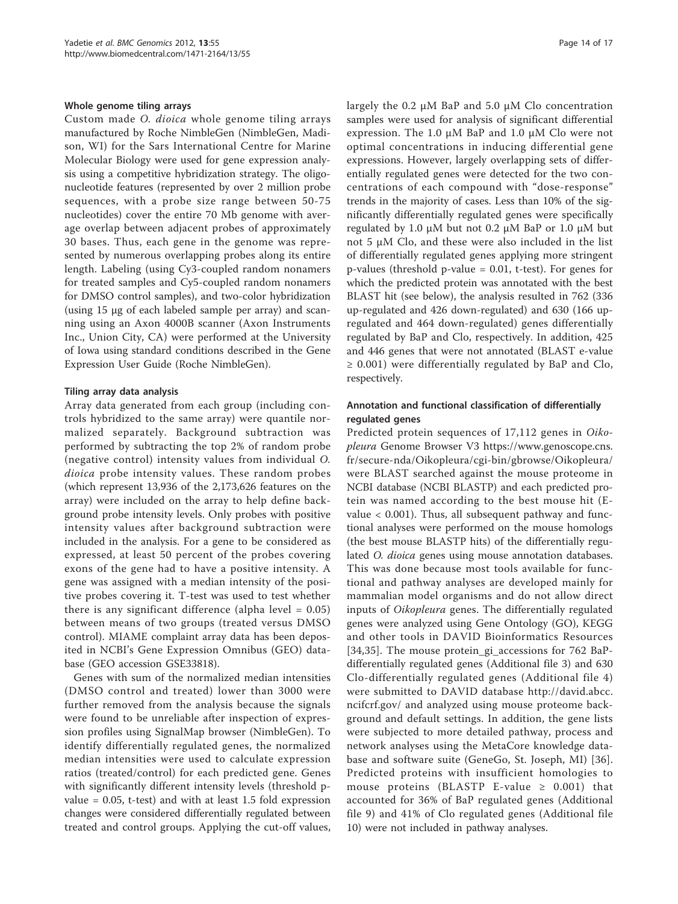### Whole genome tiling arrays

Custom made *O. dioica* whole genome tiling arrays manufactured by Roche NimbleGen (NimbleGen, Madison, WI) for the Sars International Centre for Marine Molecular Biology were used for gene expression analysis using a competitive hybridization strategy. The oligonucleotide features (represented by over 2 million probe sequences, with a probe size range between 50-75 nucleotides) cover the entire 70 Mb genome with average overlap between adjacent probes of approximately 30 bases. Thus, each gene in the genome was represented by numerous overlapping probes along its entire length. Labeling (using Cy3-coupled random nonamers for treated samples and Cy5-coupled random nonamers for DMSO control samples), and two-color hybridization (using 15 μg of each labeled sample per array) and scanning using an Axon 4000B scanner (Axon Instruments Inc., Union City, CA) were performed at the University of Iowa using standard conditions described in the Gene Expression User Guide (Roche NimbleGen).

### Tiling array data analysis

Array data generated from each group (including controls hybridized to the same array) were quantile normalized separately. Background subtraction was performed by subtracting the top 2% of random probe (negative control) intensity values from individual *O. dioica* probe intensity values. These random probes (which represent 13,936 of the 2,173,626 features on the array) were included on the array to help define background probe intensity levels. Only probes with positive intensity values after background subtraction were included in the analysis. For a gene to be considered as expressed, at least 50 percent of the probes covering exons of the gene had to have a positive intensity. A gene was assigned with a median intensity of the positive probes covering it. T-test was used to test whether there is any significant difference (alpha level = 0.05) between means of two groups (treated versus DMSO control). MIAME complaint array data has been deposited in NCBI's Gene Expression Omnibus (GEO) database (GEO accession GSE33818).

Genes with sum of the normalized median intensities (DMSO control and treated) lower than 3000 were further removed from the analysis because the signals were found to be unreliable after inspection of expression profiles using SignalMap browser (NimbleGen). To identify differentially regulated genes, the normalized median intensities were used to calculate expression ratios (treated/control) for each predicted gene. Genes with significantly different intensity levels (threshold p-value = 0.05, t-test) and with at least 1.5 fold expression changes were considered differentially regulated between treated and control groups. Applying the cut-off values, largely the 0.2 μM BaP and 5.0 μM Clo concentration samples were used for analysis of significant differential expression. The 1.0 μM BaP and 1.0 μM Clo were not optimal concentrations in inducing differential gene expressions. However, largely overlapping sets of differentially regulated genes were detected for the two concentrations of each compound with "dose-response" trends in the majority of cases. Less than 10% of the significantly differentially regulated genes were specifically regulated by 1.0 μM but not 0.2 μM BaP or 1.0 μM but not 5 μM Clo, and these were also included in the list of differentially regulated genes applying more stringent p-values (threshold p-value = 0.01, t-test). For genes for which the predicted protein was annotated with the best BLAST hit (see below), the analysis resulted in 762 (336 up-regulated and 426 down-regulated) and 630 (166 up-regulated and 464 down-regulated) genes differentially regulated by BaP and Clo, respectively. In addition, 425 and 446 genes that were not annotated (BLAST e-value ≥ 0.001) were differentially regulated by BaP and Clo, respectively.

### Annotation and functional classification of differentially regulated genes

Predicted protein sequences of 17,112 genes in *Oikopleura* Genome Browser V3 https://www.genoscope.cns.fr/secure-nda/Oikopleura/cgi-bin/gbrowse/Oikopleura/ were BLAST searched against the mouse proteome in NCBI database (NCBI BLASTP) and each predicted protein was named according to the best mouse hit (E-value < 0.001). Thus, all subsequent pathway and functional analyses were performed on the mouse homologs (the best mouse BLASTP hits) of the differentially regulated *O. dioica* genes using mouse annotation databases. This was done because most tools available for functional and pathway analyses are developed mainly for mammalian model organisms and do not allow direct inputs of *Oikopleura* genes. The differentially regulated genes were analyzed using Gene Ontology (GO), KEGG and other tools in DAVID Bioinformatics Resources [34,35]. The mouse protein_gi_accessions for 762 BaP-differentially regulated genes (Additional file 3) and 630 Clo-differentially regulated genes (Additional file 4) were submitted to DAVID database http://david.abcc.ncifcrf.gov/ and analyzed using mouse proteome background and default settings. In addition, the gene lists were subjected to more detailed pathway, process and network analyses using the MetaCore knowledge database and software suite (GeneGo, St. Joseph, MI) [36]. Predicted proteins with insufficient homologies to mouse proteins (BLASTP E-value ≥ 0.001) that accounted for 36% of BaP regulated genes (Additional file 9) and 41% of Clo regulated genes (Additional file 10) were not included in pathway analyses.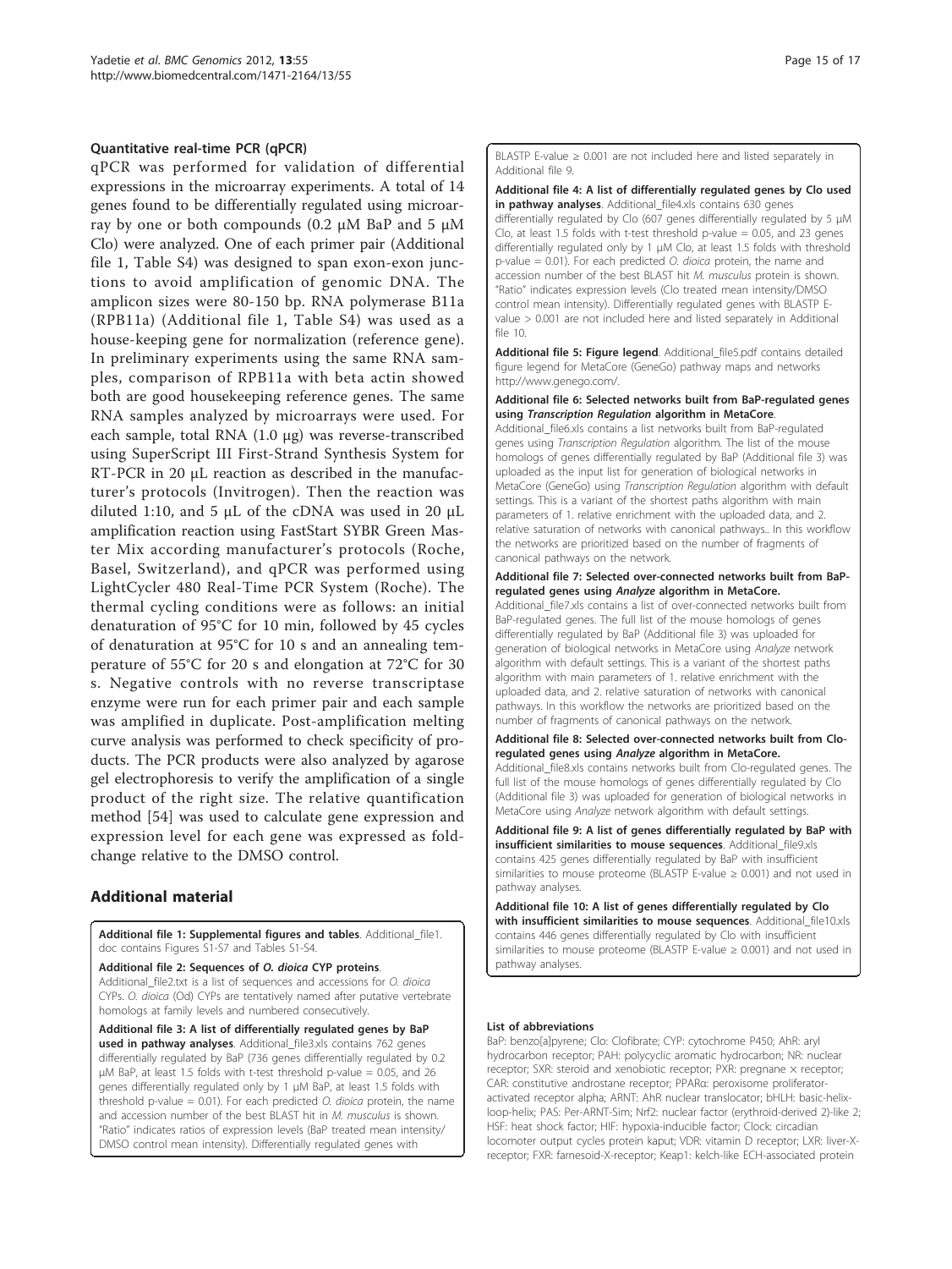### Quantitative real-time PCR (qPCR)

qPCR was performed for validation of differential expressions in the microarray experiments. A total of 14 genes found to be differentially regulated using microarray by one or both compounds (0.2 μM BaP and 5 μM Clo) were analyzed. One of each primer pair (Additional file 1, Table S4) was designed to span exon-exon junctions to avoid amplification of genomic DNA. The amplicon sizes were 80-150 bp. RNA polymerase B11a (RPB11a) (Additional file 1, Table S4) was used as a house-keeping gene for normalization (reference gene). In preliminary experiments using the same RNA samples, comparison of RPB11a with beta actin showed both are good housekeeping reference genes. The same RNA samples analyzed by microarrays were used. For each sample, total RNA (1.0 μg) was reverse-transcribed using SuperScript III First-Strand Synthesis System for RT-PCR in 20 μL reaction as described in the manufacturer's protocols (Invitrogen). Then the reaction was diluted 1:10, and 5 μL of the cDNA was used in 20 μL amplification reaction using FastStart SYBR Green Master Mix according manufacturer's protocols (Roche, Basel, Switzerland), and qPCR was performed using LightCycler 480 Real-Time PCR System (Roche). The thermal cycling conditions were as follows: an initial denaturation of 95°C for 10 min, followed by 45 cycles of denaturation at 95°C for 10 s and an annealing temperature of 55°C for 20 s and elongation at 72°C for 30 s. Negative controls with no reverse transcriptase enzyme were run for each primer pair and each sample was amplified in duplicate. Post-amplification melting curve analysis was performed to check specificity of products. The PCR products were also analyzed by agarose gel electrophoresis to verify the amplification of a single product of the right size. The relative quantification method [54] was used to calculate gene expression and expression level for each gene was expressed as fold-change relative to the DMSO control.

## Additional material

**Additional file 1: Supplemental figures and tables**. Additional_file1.doc contains Figures S1-S7 and Tables S1-S4.

**Additional file 2: Sequences of *O. dioica* CYP proteins**. Additional_file2.txt is a list of sequences and accessions for *O. dioica* CYPs. *O. dioica* (Od) CYPs are tentatively named after putative vertebrate homologs at family levels and numbered consecutively.

**Additional file 3: A list of differentially regulated genes by BaP used in pathway analyses**. Additional_file3.xls contains 762 genes differentially regulated by BaP (736 genes differentially regulated by 0.2 μM BaP, at least 1.5 folds with t-test threshold p-value = 0.05, and 26 genes differentially regulated only by 1 μM BaP, at least 1.5 folds with threshold p-value = 0.01). For each predicted *O. dioica* protein, the name and accession number of the best BLAST hit in *M. musculus* is shown. "Ratio" indicates ratios of expression levels (BaP treated mean intensity/DMSO control mean intensity). Differentially regulated genes with BLASTP E-value ≥ 0.001 are not included here and listed separately in Additional file 9.

**Additional file 4: A list of differentially regulated genes by Clo used in pathway analyses**. Additional_file4.xls contains 630 genes differentially regulated by Clo (607 genes differentially regulated by 5 μM Clo, at least 1.5 folds with t-test threshold p-value = 0.05, and 23 genes differentially regulated only by 1 μM Clo, at least 1.5 folds with threshold p-value = 0.01). For each predicted *O. dioica* protein, the name and accession number of the best BLAST hit *M. musculus* protein is shown. "Ratio" indicates expression levels (Clo treated mean intensity/DMSO control mean intensity). Differentially regulated genes with BLASTP E-value > 0.001 are not included here and listed separately in Additional file 10.

**Additional file 5: Figure legend**. Additional_file5.pdf contains detailed figure legend for MetaCore (GeneGo) pathway maps and networks http://www.genego.com/.

**Additional file 6: Selected networks built from BaP-regulated genes using *Transcription Regulation* algorithm in MetaCore**. Additional_file6.xls contains a list networks built from BaP-regulated genes using *Transcription Regulation* algorithm. The list of the mouse homologs of genes differentially regulated by BaP (Additional file 3) was uploaded as the input list for generation of biological networks in MetaCore (GeneGo) using *Transcription Regulation* algorithm with default settings. This is a variant of the shortest paths algorithm with main parameters of 1. relative enrichment with the uploaded data, and 2. relative saturation of networks with canonical pathways.. In this workflow the networks are prioritized based on the number of fragments of canonical pathways on the network.

**Additional file 7: Selected over-connected networks built from BaP-regulated genes using *Analyze* algorithm in MetaCore.** Additional_file7.xls contains a list of over-connected networks built from BaP-regulated genes. The full list of the mouse homologs of genes differentially regulated by BaP (Additional file 3) was uploaded for generation of biological networks in MetaCore using *Analyze* network algorithm with default settings. This is a variant of the shortest paths algorithm with main parameters of 1. relative enrichment with the uploaded data, and 2. relative saturation of networks with canonical pathways. In this workflow the networks are prioritized based on the number of fragments of canonical pathways on the network.

**Additional file 8: Selected over-connected networks built from Clo-regulated genes using *Analyze* algorithm in MetaCore.** Additional_file8.xls contains networks built from Clo-regulated genes. The full list of the mouse homologs of genes differentially regulated by Clo (Additional file 3) was uploaded for generation of biological networks in MetaCore using *Analyze* network algorithm with default settings.

**Additional file 9: A list of genes differentially regulated by BaP with insufficient similarities to mouse sequences**. Additional_file9.xls contains 425 genes differentially regulated by BaP with insufficient similarities to mouse proteome (BLASTP E-value ≥ 0.001) and not used in pathway analyses.

**Additional file 10: A list of genes differentially regulated by Clo with insufficient similarities to mouse sequences**. Additional_file10.xls contains 446 genes differentially regulated by Clo with insufficient similarities to mouse proteome (BLASTP E-value ≥ 0.001) and not used in pathway analyses.

#### List of abbreviations

BaP: benzo[a]pyrene; Clo: Clofibrate; CYP: cytochrome P450; AhR: aryl hydrocarbon receptor; PAH: polycyclic aromatic hydrocarbon; NR: nuclear receptor; SXR: steroid and xenobiotic receptor; PXR: pregnane × receptor; CAR: constitutive androstane receptor; PPARα: peroxisome proliferator-activated receptor alpha; ARNT: AhR nuclear translocator; bHLH: basic-helix-loop-helix; PAS: Per-ARNT-Sim; Nrf2: nuclear factor (erythroid-derived 2)-like 2; HSF: heat shock factor; HIF: hypoxia-inducible factor; Clock: circadian locomoter output cycles protein kaput; VDR: vitamin D receptor; LXR: liver-X-receptor; FXR: farnesoid-X-receptor; Keap1: kelch-like ECH-associated protein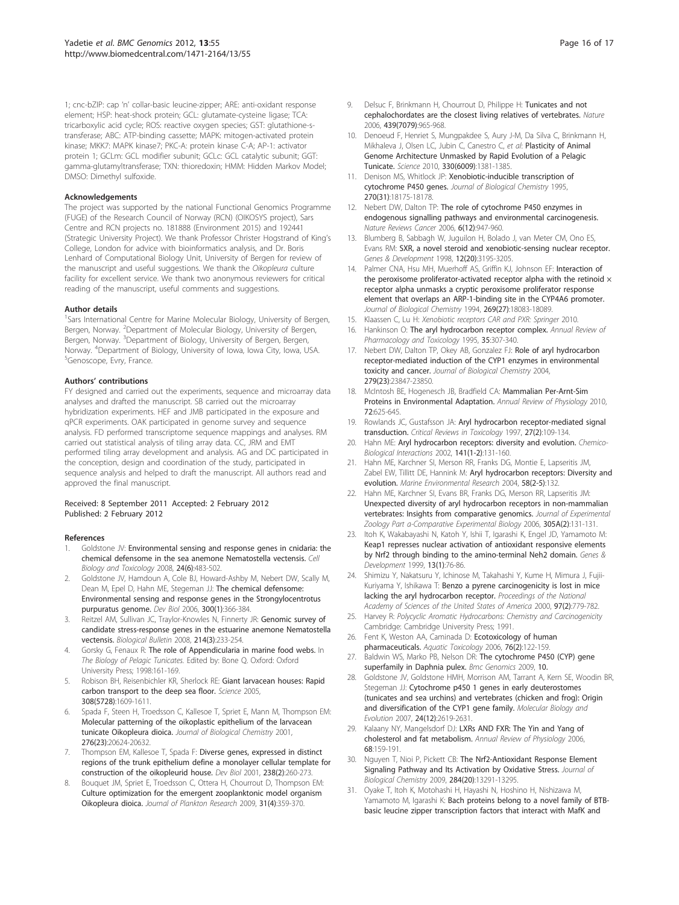1; cnc-bZIP: cap 'n' collar-basic leucine-zipper; ARE: anti-oxidant response element; HSP: heat-shock protein; GCL: glutamate-cysteine ligase; TCA: tricarboxylic acid cycle; ROS: reactive oxygen species; GST: glutathione-s-transferase; ABC: ATP-binding cassette; MAPK: mitogen-activated protein kinase; MKK7: MAPK kinase7; PKC-A: protein kinase C-A; AP-1: activator protein 1; GCLm: GCL modifier subunit; GCLc: GCL catalytic subunit; GGT: gamma-glutamyltransferase; TXN: thioredoxin; HMM: Hidden Markov Model; DMSO: Dimethyl sulfoxide.

#### Acknowledgements

The project was supported by the national Functional Genomics Programme (FUGE) of the Research Council of Norway (RCN) (OIKOSYS project), Sars Centre and RCN projects no. 181888 (Environment 2015) and 192441 (Strategic University Project). We thank Professor Christer Hogstrand of King's College, London for advice with bioinformatics analysis, and Dr. Boris Lenhard of Computational Biology Unit, University of Bergen for review of the manuscript and useful suggestions. We thank the *Oikopleura* culture facility for excellent service. We thank two anonymous reviewers for critical reading of the manuscript, useful comments and suggestions.

#### Author details

[1]Sars International Centre for Marine Molecular Biology, University of Bergen, Bergen, Norway. [2]Department of Molecular Biology, University of Bergen, Bergen, Norway. [3]Department of Biology, University of Bergen, Bergen, Norway. [4]Department of Biology, University of Iowa, Iowa City, Iowa, USA. [5]Genoscope, Evry, France.

#### Authors' contributions

FY designed and carried out the experiments, sequence and microarray data analyses and drafted the manuscript. SB carried out the microarray hybridization experiments. HEF and JMB participated in the exposure and qPCR experiments. OAK participated in genome survey and sequence analysis. FD performed transcriptome sequence mappings and analyses. RM carried out statistical analysis of tiling array data. CC, JRM and EMT performed tiling array development and analysis. AG and DC participated in the conception, design and coordination of the study, participated in sequence analysis and helped to draft the manuscript. All authors read and approved the final manuscript.

Received: 8 September 2011 Accepted: 2 February 2012
Published: 2 February 2012

#### References

1. Goldstone JV: **Environmental sensing and response genes in cnidaria: the chemical defensome in the sea anemone Nematostella vectensis.** *Cell Biology and Toxicology* 2008, **24(6)**:483-502.
2. Goldstone JV, Hamdoun A, Cole BJ, Howard-Ashby M, Nebert DW, Scally M, Dean M, Epel D, Hahn ME, Stegeman JJ: **The chemical defensome: Environmental sensing and response genes in the Strongylocentrotus purpuratus genome.** *Dev Biol* 2006, **300(1)**:366-384.
3. Reitzel AM, Sullivan JC, Traylor-Knowles N, Finnerty JR: **Genomic survey of candidate stress-response genes in the estuarine anemone Nematostella vectensis.** *Biological Bulletin* 2008, **214(3)**:233-254.
4. Gorsky G, Fenaux R: **The role of Appendicularia in marine food webs.** In *The Biology of Pelagic Tunicates.* Edited by: Bone Q. Oxford: Oxford University Press; 1998:161-169.
5. Robison BH, Reisenbichler KR, Sherlock RE: **Giant larvacean houses: Rapid carbon transport to the deep sea floor.** *Science* 2005, **308(5728)**:1609-1611.
6. Spada F, Steen H, Troedsson C, Kallesoe T, Spriet E, Mann M, Thompson EM: **Molecular patterning of the oikoplastic epithelium of the larvacean tunicate Oikopleura dioica.** *Journal of Biological Chemistry* 2001, **276(23)**:20624-20632.
7. Thompson EM, Kallesoe T, Spada F: **Diverse genes, expressed in distinct regions of the trunk epithelium define a monolayer cellular template for construction of the oikopleurid house.** *Dev Biol* 2001, **238(2)**:260-273.
8. Bouquet JM, Spriet E, Troedsson C, Ottera H, Chourrout D, Thompson EM: **Culture optimization for the emergent zooplanktonic model organism Oikopleura dioica.** *Journal of Plankton Research* 2009, **31(4)**:359-370.
9. Delsuc F, Brinkmann H, Chourrout D, Philippe H: **Tunicates and not cephalochordates are the closest living relatives of vertebrates.** *Nature* 2006, **439(7079)**:965-968.
10. Denoeud F, Henriet S, Mungpakdee S, Aury J-M, Da Silva C, Brinkmann H, Mikhaleva J, Olsen LC, Jubin C, Canestro C, *et al*: **Plasticity of Animal Genome Architecture Unmasked by Rapid Evolution of a Pelagic Tunicate.** *Science* 2010, **330(6009)**:1381-1385.
11. Denison MS, Whitlock JP: **Xenobiotic-inducible transcription of cytochrome P450 genes.** *Journal of Biological Chemistry* 1995, **270(31)**:18175-18178.
12. Nebert DW, Dalton TP: **The role of cytochrome P450 enzymes in endogenous signalling pathways and environmental carcinogenesis.** *Nature Reviews Cancer* 2006, **6(12)**:947-960.
13. Blumberg B, Sabbagh W, Juguilon H, Bolado J, van Meter CM, Ono ES, Evans RM: **SXR, a novel steroid and xenobiotic-sensing nuclear receptor.** *Genes & Development* 1998, **12(20)**:3195-3205.
14. Palmer CNA, Hsu MH, Muerhoff AS, Griffin KJ, Johnson EF: **Interaction of the peroxisome proliferator-activated receptor alpha with the retinoid × receptor alpha unmasks a cryptic peroxisome proliferator response element that overlaps an ARP-1-binding site in the CYP4A6 promoter.** *Journal of Biological Chemistry* 1994, **269(27)**:18083-18089.
15. Klaassen C, Lu H: *Xenobiotic receptors CAR and PXR: Springer* 2010.
16. Hankinson O: **The aryl hydrocarbon receptor complex.** *Annual Review of Pharmacology and Toxicology* 1995, **35**:307-340.
17. Nebert DW, Dalton TP, Okey AB, Gonzalez FJ: **Role of aryl hydrocarbon receptor-mediated induction of the CYP1 enzymes in environmental toxicity and cancer.** *Journal of Biological Chemistry* 2004, **279(23)**:23847-23850.
18. McIntosh BE, Hogenesch JB, Bradfield CA: **Mammalian Per-Arnt-Sim Proteins in Environmental Adaptation.** *Annual Review of Physiology* 2010, **72**:625-645.
19. Rowlands JC, Gustafsson JA: **Aryl hydrocarbon receptor-mediated signal transduction.** *Critical Reviews in Toxicology* 1997, **27(2)**:109-134.
20. Hahn ME: **Aryl hydrocarbon receptors: diversity and evolution.** *Chemico-Biological Interactions* 2002, **141(1-2)**:131-160.
21. Hahn ME, Karchner SI, Merson RR, Franks DG, Montie E, Lapseritis JM, Zabel EW, Tillitt DE, Hannink M: **Aryl hydrocarbon receptors: Diversity and evolution.** *Marine Environmental Research* 2004, **58(2-5)**:132.
22. Hahn ME, Karchner SI, Evans BR, Franks DG, Merson RR, Lapseritis JM: **Unexpected diversity of aryl hydrocarbon receptors in non-mammalian vertebrates: Insights from comparative genomics.** *Journal of Experimental Zoology Part a-Comparative Experimental Biology* 2006, **305A(2)**:131-131.
23. Itoh K, Wakabayashi N, Katoh Y, Ishii T, Igarashi K, Engel JD, Yamamoto M: **Keap1 represses nuclear activation of antioxidant responsive elements by Nrf2 through binding to the amino-terminal Neh2 domain.** *Genes & Development* 1999, **13(1)**:76-86.
24. Shimizu Y, Nakatsuru Y, Ichinose M, Takahashi Y, Kume H, Mimura J, Fujii-Kuriyama Y, Ishikawa T: **Benzo a pyrene carcinogenicity is lost in mice lacking the aryl hydrocarbon receptor.** *Proceedings of the National Academy of Sciences of the United States of America* 2000, **97(2)**:779-782.
25. Harvey R: *Polycyclic Aromatic Hydrocarbons: Chemistry and Carcinogenicity* Cambridge: Cambridge University Press; 1991.
26. Fent K, Weston AA, Caminada D: **Ecotoxicology of human pharmaceuticals.** *Aquatic Toxicology* 2006, **76(2)**:122-159.
27. Baldwin WS, Marko PB, Nelson DR: **The cytochrome P450 (CYP) gene superfamily in Daphnia pulex.** *Bmc Genomics* 2009, **10**.
28. Goldstone JV, Goldstone HMH, Morrison AM, Tarrant A, Kern SE, Woodin BR, Stegeman JJ: **Cytochrome p450 1 genes in early deuterostomes (tunicates and sea urchins) and vertebrates (chicken and frog): Origin and diversification of the CYP1 gene family.** *Molecular Biology and Evolution* 2007, **24(12)**:2619-2631.
29. Kalaany NY, Mangelsdorf DJ: **LXRs AND FXR: The Yin and Yang of cholesterol and fat metabolism.** *Annual Review of Physiology* 2006, **68**:159-191.
30. Nguyen T, Nioi P, Pickett CB: **The Nrf2-Antioxidant Response Element Signaling Pathway and Its Activation by Oxidative Stress.** *Journal of Biological Chemistry* 2009, **284(20)**:13291-13295.
31. Oyake T, Itoh K, Motohashi H, Hayashi N, Hoshino H, Nishizawa M, Yamamoto M, Igarashi K: **Bach proteins belong to a novel family of BTB-basic leucine zipper transcription factors that interact with MafK and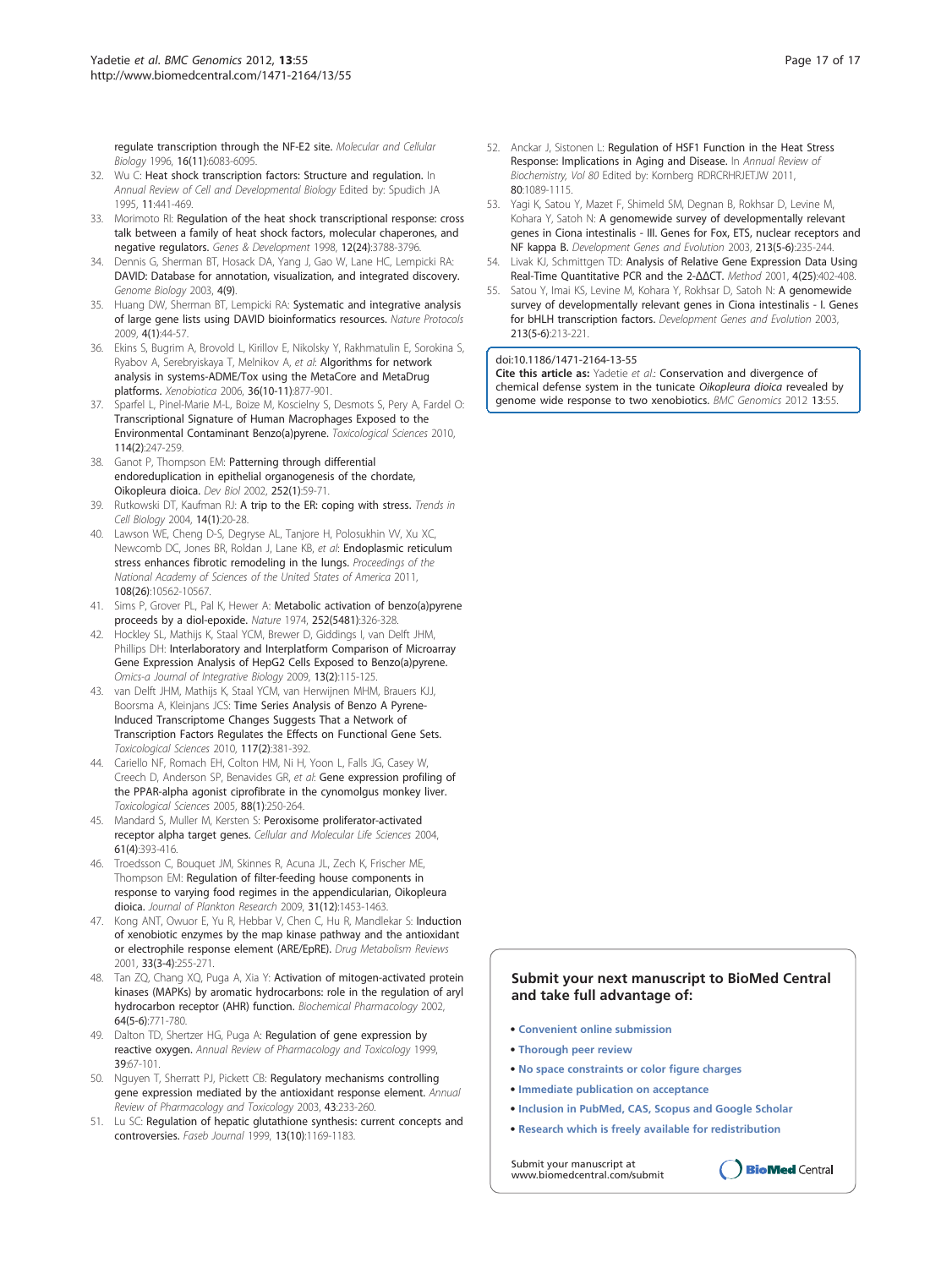regulate transcription through the NF-E2 site. *Molecular and Cellular Biology* 1996, 16(11):6083-6095.

32. Wu C: **Heat shock transcription factors: Structure and regulation.** In *Annual Review of Cell and Developmental Biology* Edited by: Spudich JA 1995, 11:441-469.
33. Morimoto RI: **Regulation of the heat shock transcriptional response: cross talk between a family of heat shock factors, molecular chaperones, and negative regulators.** *Genes & Development* 1998, 12(24):3788-3796.
34. Dennis G, Sherman BT, Hosack DA, Yang J, Gao W, Lane HC, Lempicki RA: **DAVID: Database for annotation, visualization, and integrated discovery.** *Genome Biology* 2003, 4(9).
35. Huang DW, Sherman BT, Lempicki RA: **Systematic and integrative analysis of large gene lists using DAVID bioinformatics resources.** *Nature Protocols* 2009, 4(1):44-57.
36. Ekins S, Bugrim A, Brovold L, Kirillov E, Nikolsky Y, Rakhmatulin E, Sorokina S, Ryabov A, Serebryiskaya T, Melnikov A, *et al*: **Algorithms for network analysis in systems-ADME/Tox using the MetaCore and MetaDrug platforms.** *Xenobiotica* 2006, 36(10-11):877-901.
37. Sparfel L, Pinel-Marie M-L, Boize M, Koscielny S, Desmots S, Pery A, Fardel O: **Transcriptional Signature of Human Macrophages Exposed to the Environmental Contaminant Benzo(a)pyrene.** *Toxicological Sciences* 2010, 114(2):247-259.
38. Ganot P, Thompson EM: **Patterning through differential endoreduplication in epithelial organogenesis of the chordate, Oikopleura dioica.** *Dev Biol* 2002, 252(1):59-71.
39. Rutkowski DT, Kaufman RJ: **A trip to the ER: coping with stress.** *Trends in Cell Biology* 2004, 14(1):20-28.
40. Lawson WE, Cheng D-S, Degryse AL, Tanjore H, Polosukhin VV, Xu XC, Newcomb DC, Jones BR, Roldan J, Lane KB, *et al*: **Endoplasmic reticulum stress enhances fibrotic remodeling in the lungs.** *Proceedings of the National Academy of Sciences of the United States of America* 2011, 108(26):10562-10567.
41. Sims P, Grover PL, Pal K, Hewer A: **Metabolic activation of benzo(a)pyrene proceeds by a diol-epoxide.** *Nature* 1974, 252(5481):326-328.
42. Hockley SL, Mathijs K, Staal YCM, Brewer D, Giddings I, van Delft JHM, Phillips DH: **Interlaboratory and Interplatform Comparison of Microarray Gene Expression Analysis of HepG2 Cells Exposed to Benzo(a)pyrene.** *Omics-a Journal of Integrative Biology* 2009, 13(2):115-125.
43. van Delft JHM, Mathijs K, Staal YCM, van Herwijnen MHM, Brauers KJJ, Boorsma A, Kleinjans JCS: **Time Series Analysis of Benzo A Pyrene-Induced Transcriptome Changes Suggests That a Network of Transcription Factors Regulates the Effects on Functional Gene Sets.** *Toxicological Sciences* 2010, 117(2):381-392.
44. Cariello NF, Romach EH, Colton HM, Ni H, Yoon L, Falls JG, Casey W, Creech D, Anderson SP, Benavides GR, *et al*: **Gene expression profiling of the PPAR-alpha agonist ciprofibrate in the cynomolgus monkey liver.** *Toxicological Sciences* 2005, 88(1):250-264.
45. Mandard S, Muller M, Kersten S: **Peroxisome proliferator-activated receptor alpha target genes.** *Cellular and Molecular Life Sciences* 2004, 61(4):393-416.
46. Troedsson C, Bouquet JM, Skinnes R, Acuna JL, Zech K, Frischer ME, Thompson EM: **Regulation of filter-feeding house components in response to varying food regimes in the appendicularian, Oikopleura dioica.** *Journal of Plankton Research* 2009, 31(12):1453-1463.
47. Kong ANT, Owuor E, Yu R, Hebbar V, Chen C, Hu R, Mandlekar S: **Induction of xenobiotic enzymes by the map kinase pathway and the antioxidant or electrophile response element (ARE/EpRE).** *Drug Metabolism Reviews* 2001, 33(3-4):255-271.
48. Tan ZQ, Chang XQ, Puga A, Xia Y: **Activation of mitogen-activated protein kinases (MAPKs) by aromatic hydrocarbons: role in the regulation of aryl hydrocarbon receptor (AHR) function.** *Biochemical Pharmacology* 2002, 64(5-6):771-780.
49. Dalton TD, Shertzer HG, Puga A: **Regulation of gene expression by reactive oxygen.** *Annual Review of Pharmacology and Toxicology* 1999, 39:67-101.
50. Nguyen T, Sherratt PJ, Pickett CB: **Regulatory mechanisms controlling gene expression mediated by the antioxidant response element.** *Annual Review of Pharmacology and Toxicology* 2003, 43:233-260.
51. Lu SC: **Regulation of hepatic glutathione synthesis: current concepts and controversies.** *Faseb Journal* 1999, 13(10):1169-1183.
52. Anckar J, Sistonen L: **Regulation of HSF1 Function in the Heat Stress Response: Implications in Aging and Disease.** In *Annual Review of Biochemistry, Vol 80* Edited by: Kornberg RDRCRHRJETJW 2011, 80:1089-1115.
53. Yagi K, Satou Y, Mazet F, Shimeld SM, Degnan B, Rokhsar D, Levine M, Kohara Y, Satoh N: **A genomewide survey of developmentally relevant genes in Ciona intestinalis - III. Genes for Fox, ETS, nuclear receptors and NF kappa B.** *Development Genes and Evolution* 2003, 213(5-6):235-244.
54. Livak KJ, Schmittgen TD: **Analysis of Relative Gene Expression Data Using Real-Time Quantitative PCR and the 2-ΔΔCT.** *Method* 2001, 4(25):402-408.
55. Satou Y, Imai KS, Levine M, Kohara Y, Rokhsar D, Satoh N: **A genomewide survey of developmentally relevant genes in Ciona intestinalis - I. Genes for bHLH transcription factors.** *Development Genes and Evolution* 2003, 213(5-6):213-221.

doi:10.1186/1471-2164-13-55

**Cite this article as:** Yadetie *et al.*: Conservation and divergence of chemical defense system in the tunicate *Oikopleura dioica* revealed by genome wide response to two xenobiotics. *BMC Genomics* 2012 13:55.

**Submit your next manuscript to BioMed Central and take full advantage of:**

- Convenient online submission
- Thorough peer review
- No space constraints or color figure charges
- Immediate publication on acceptance
- Inclusion in PubMed, CAS, Scopus and Google Scholar
- Research which is freely available for redistribution

Submit your manuscript at www.biomedcentral.com/submit

BioMed Central